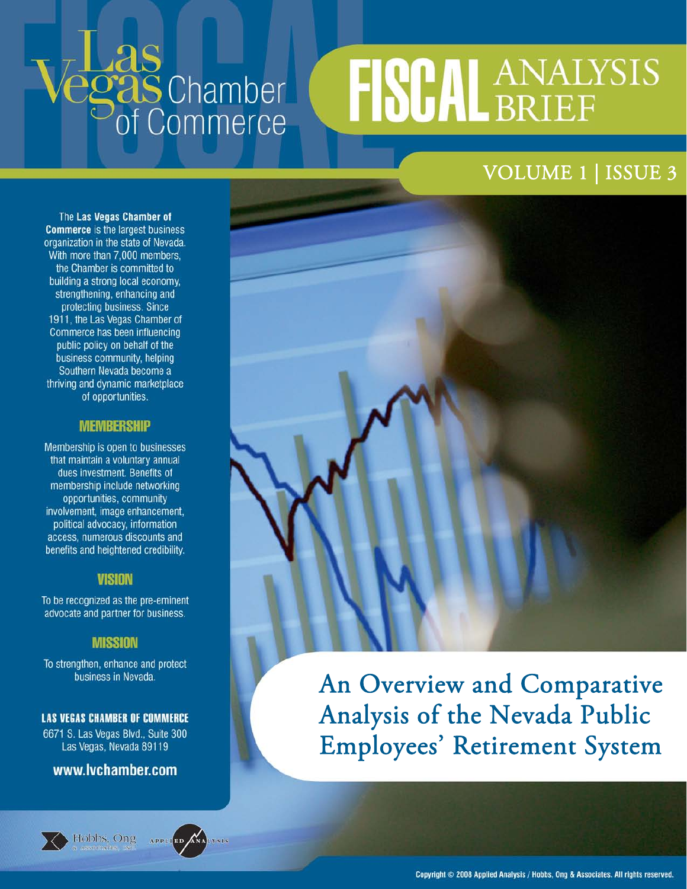# Las Vegas Chamber of Commerce

# FISCAL ANALYSIS BRIEF

VOLUME 1 | ISSUE 3

# An Overview and Comparative Analysis of the Nevada Public Employees' Retirement System

The **Las Vegas Chamber of Commerce** is the largest business organization in the state of Nevada. With more than 7,000 members, the Chamber is committed to building a strong local economy, strengthening, enhancing and protecting business. Since 1911, the Las Vegas Chamber of Commerce has been influencing public policy on behalf of the business community, helping Southern Nevada become a thriving and dynamic marketplace of opportunities.

## MEMBERSHIP

Membership is open to businesses that maintain a voluntary annual dues investment. Benefits of membership include networking opportunities, community involvement, image enhancement, political advocacy, information access, numerous discounts and benefits and heightened credibility.

## VISION

To be recognized as the pre-eminent advocate and partner for business.

## MISSION

To strengthen, enhance and protect business in Nevada.

**LAS VEGAS CHAMBER OF COMMERCE**
6671 S. Las Vegas Blvd., Suite 300
Las Vegas, Nevada 89119

**www.lvchamber.com**

Hobbs, Ong & Associates, Inc. | Applied Analysis

Copyright © 2008 Applied Analysis / Hobbs, Ong & Associates. All rights reserved.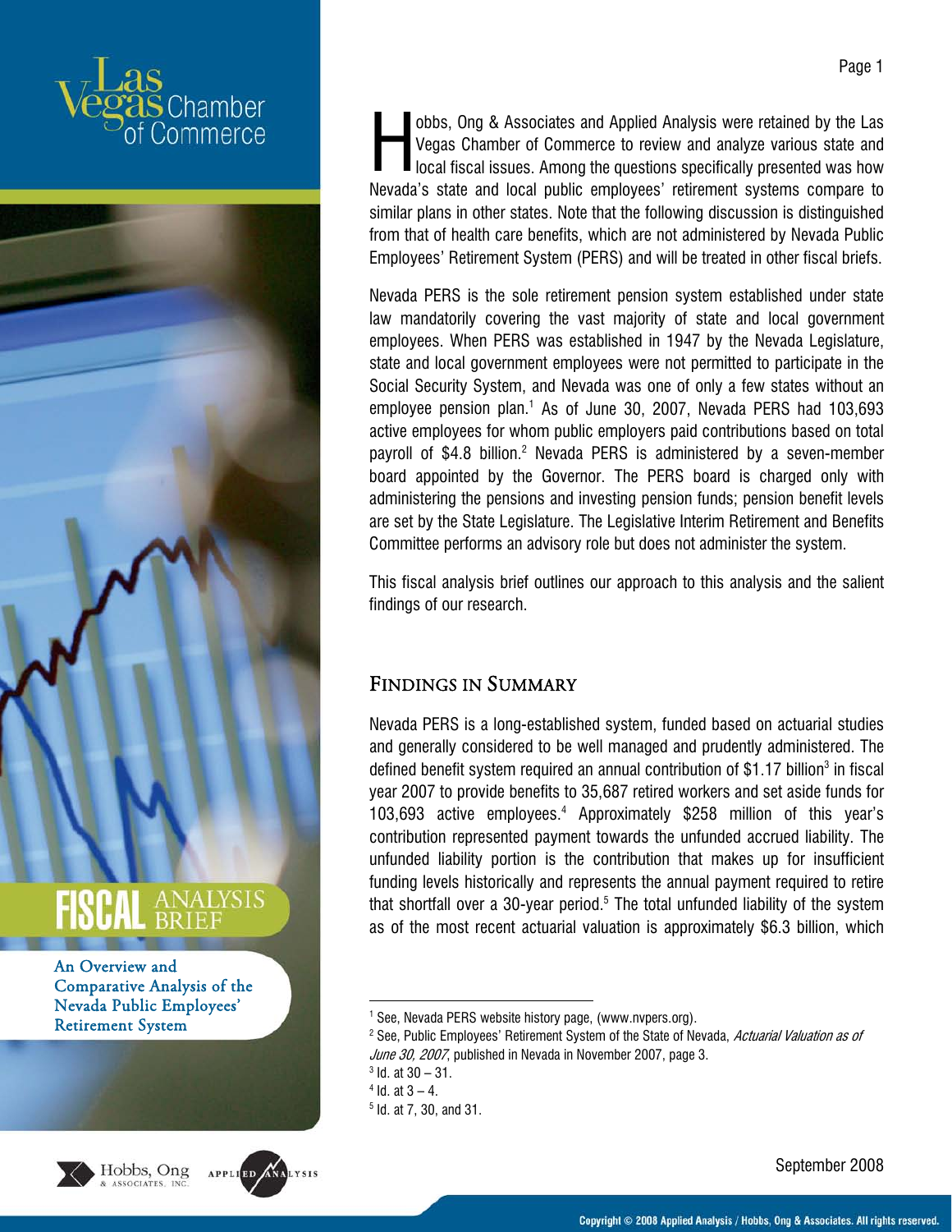Las Vegas Chamber of Commerce

# FISCAL ANALYSIS BRIEF

An Overview and Comparative Analysis of the Nevada Public Employees' Retirement System

Hobbs, Ong & Associates and Applied Analysis were retained by the Las Vegas Chamber of Commerce to review and analyze various state and local fiscal issues. Among the questions specifically presented was how Nevada's state and local public employees' retirement systems compare to similar plans in other states. Note that the following discussion is distinguished from that of health care benefits, which are not administered by Nevada Public Employees' Retirement System (PERS) and will be treated in other fiscal briefs.

Nevada PERS is the sole retirement pension system established under state law mandatorily covering the vast majority of state and local government employees. When PERS was established in 1947 by the Nevada Legislature, state and local government employees were not permitted to participate in the Social Security System, and Nevada was one of only a few states without an employee pension plan.[1] As of June 30, 2007, Nevada PERS had 103,693 active employees for whom public employers paid contributions based on total payroll of $4.8 billion.[2] Nevada PERS is administered by a seven-member board appointed by the Governor. The PERS board is charged only with administering the pensions and investing pension funds; pension benefit levels are set by the State Legislature. The Legislative Interim Retirement and Benefits Committee performs an advisory role but does not administer the system.

This fiscal analysis brief outlines our approach to this analysis and the salient findings of our research.

## Findings in Summary

Nevada PERS is a long-established system, funded based on actuarial studies and generally considered to be well managed and prudently administered. The defined benefit system required an annual contribution of $1.17 billion[3] in fiscal year 2007 to provide benefits to 35,687 retired workers and set aside funds for 103,693 active employees.[4] Approximately $258 million of this year's contribution represented payment towards the unfunded accrued liability. The unfunded liability portion is the contribution that makes up for insufficient funding levels historically and represents the annual payment required to retire that shortfall over a 30-year period.[5] The total unfunded liability of the system as of the most recent actuarial valuation is approximately $6.3 billion, which

---

[1] See, Nevada PERS website history page, (www.nvpers.org).

[2] See, Public Employees' Retirement System of the State of Nevada, *Actuarial Valuation as of June 30, 2007*, published in Nevada in November 2007, page 3.

[3] Id. at 30 – 31.

[4] Id. at 3 – 4.

[5] Id. at 7, 30, and 31.

September 2008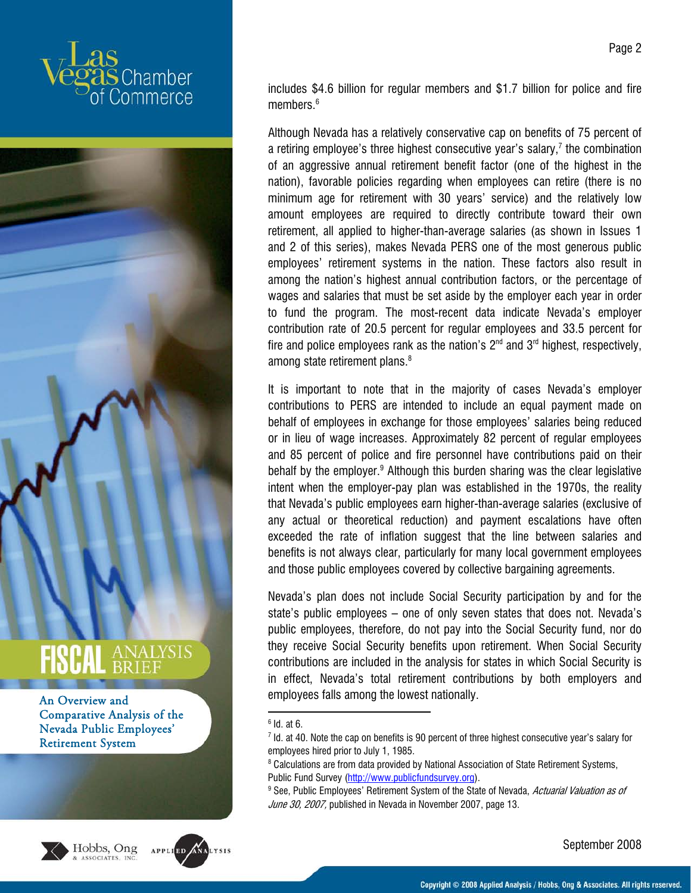includes $4.6 billion for regular members and $1.7 billion for police and fire members.[6]

Although Nevada has a relatively conservative cap on benefits of 75 percent of a retiring employee's three highest consecutive year's salary,[7] the combination of an aggressive annual retirement benefit factor (one of the highest in the nation), favorable policies regarding when employees can retire (there is no minimum age for retirement with 30 years' service) and the relatively low amount employees are required to directly contribute toward their own retirement, all applied to higher-than-average salaries (as shown in Issues 1 and 2 of this series), makes Nevada PERS one of the most generous public employees' retirement systems in the nation. These factors also result in among the nation's highest annual contribution factors, or the percentage of wages and salaries that must be set aside by the employer each year in order to fund the program. The most-recent data indicate Nevada's employer contribution rate of 20.5 percent for regular employees and 33.5 percent for fire and police employees rank as the nation's 2nd and 3rd highest, respectively, among state retirement plans.[8]

It is important to note that in the majority of cases Nevada's employer contributions to PERS are intended to include an equal payment made on behalf of employees in exchange for those employees' salaries being reduced or in lieu of wage increases. Approximately 82 percent of regular employees and 85 percent of police and fire personnel have contributions paid on their behalf by the employer.[9] Although this burden sharing was the clear legislative intent when the employer-pay plan was established in the 1970s, the reality that Nevada's public employees earn higher-than-average salaries (exclusive of any actual or theoretical reduction) and payment escalations have often exceeded the rate of inflation suggest that the line between salaries and benefits is not always clear, particularly for many local government employees and those public employees covered by collective bargaining agreements.

Nevada's plan does not include Social Security participation by and for the state's public employees – one of only seven states that does not. Nevada's public employees, therefore, do not pay into the Social Security fund, nor do they receive Social Security benefits upon retirement. When Social Security contributions are included in the analysis for states in which Social Security is in effect, Nevada's total retirement contributions by both employers and employees falls among the lowest nationally.

---

[6] Id. at 6.

[7] Id. at 40. Note the cap on benefits is 90 percent of three highest consecutive year's salary for employees hired prior to July 1, 1985.

[8] Calculations are from data provided by National Association of State Retirement Systems, Public Fund Survey (http://www.publicfundsurvey.org).

[9] See, Public Employees' Retirement System of the State of Nevada, *Actuarial Valuation as of June 30, 2007*, published in Nevada in November 2007, page 13.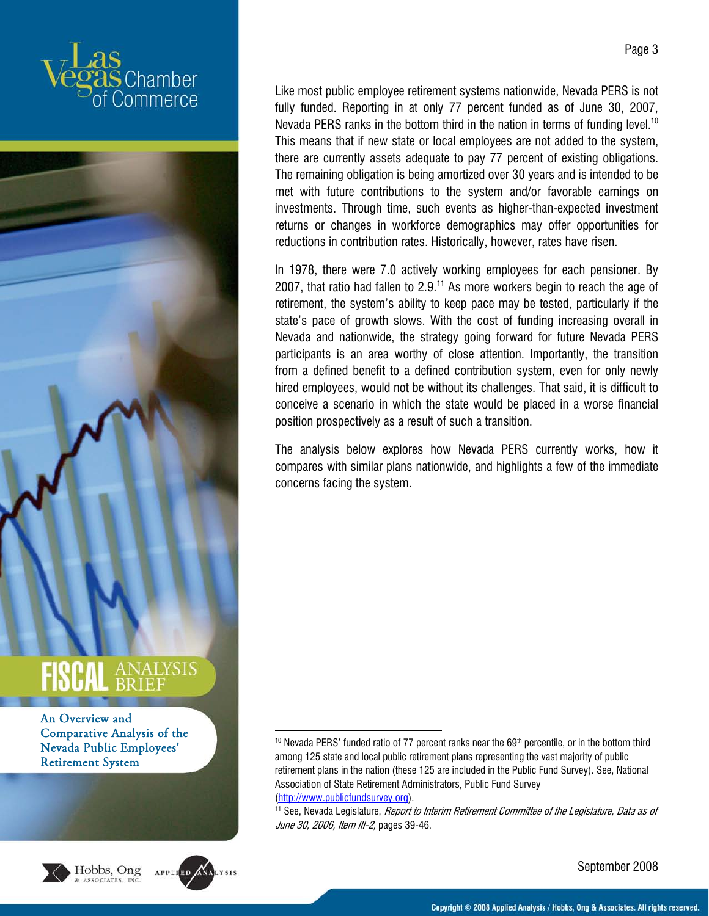Like most public employee retirement systems nationwide, Nevada PERS is not fully funded. Reporting in at only 77 percent funded as of June 30, 2007, Nevada PERS ranks in the bottom third in the nation in terms of funding level.[10] This means that if new state or local employees are not added to the system, there are currently assets adequate to pay 77 percent of existing obligations. The remaining obligation is being amortized over 30 years and is intended to be met with future contributions to the system and/or favorable earnings on investments. Through time, such events as higher-than-expected investment returns or changes in workforce demographics may offer opportunities for reductions in contribution rates. Historically, however, rates have risen.

In 1978, there were 7.0 actively working employees for each pensioner. By 2007, that ratio had fallen to 2.9.[11] As more workers begin to reach the age of retirement, the system's ability to keep pace may be tested, particularly if the state's pace of growth slows. With the cost of funding increasing overall in Nevada and nationwide, the strategy going forward for future Nevada PERS participants is an area worthy of close attention. Importantly, the transition from a defined benefit to a defined contribution system, even for only newly hired employees, would not be without its challenges. That said, it is difficult to conceive a scenario in which the state would be placed in a worse financial position prospectively as a result of such a transition.

The analysis below explores how Nevada PERS currently works, how it compares with similar plans nationwide, and highlights a few of the immediate concerns facing the system.

---

[10] Nevada PERS' funded ratio of 77 percent ranks near the 69th percentile, or in the bottom third among 125 state and local public retirement plans representing the vast majority of public retirement plans in the nation (these 125 are included in the Public Fund Survey). See, National Association of State Retirement Administrators, Public Fund Survey (http://www.publicfundsurvey.org).

[11] See, Nevada Legislature, *Report to Interim Retirement Committee of the Legislature, Data as of June 30, 2006, Item III-2,* pages 39-46.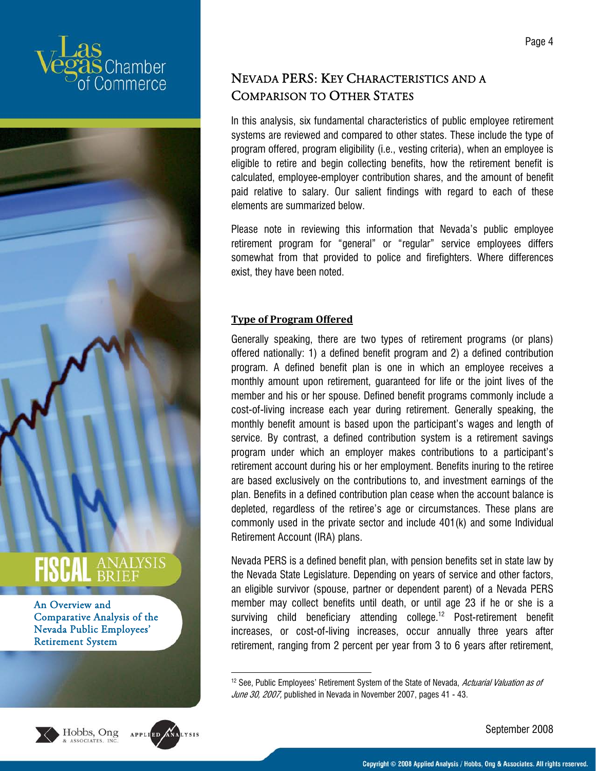## Nevada PERS: Key Characteristics and a Comparison to Other States

In this analysis, six fundamental characteristics of public employee retirement systems are reviewed and compared to other states. These include the type of program offered, program eligibility (i.e., vesting criteria), when an employee is eligible to retire and begin collecting benefits, how the retirement benefit is calculated, employee-employer contribution shares, and the amount of benefit paid relative to salary. Our salient findings with regard to each of these elements are summarized below.

Please note in reviewing this information that Nevada's public employee retirement program for "general" or "regular" service employees differs somewhat from that provided to police and firefighters. Where differences exist, they have been noted.

### Type of Program Offered

Generally speaking, there are two types of retirement programs (or plans) offered nationally: 1) a defined benefit program and 2) a defined contribution program. A defined benefit plan is one in which an employee receives a monthly amount upon retirement, guaranteed for life or the joint lives of the member and his or her spouse. Defined benefit programs commonly include a cost-of-living increase each year during retirement. Generally speaking, the monthly benefit amount is based upon the participant's wages and length of service. By contrast, a defined contribution system is a retirement savings program under which an employer makes contributions to a participant's retirement account during his or her employment. Benefits inuring to the retiree are based exclusively on the contributions to, and investment earnings of the plan. Benefits in a defined contribution plan cease when the account balance is depleted, regardless of the retiree's age or circumstances. These plans are commonly used in the private sector and include 401(k) and some Individual Retirement Account (IRA) plans.

Nevada PERS is a defined benefit plan, with pension benefits set in state law by the Nevada State Legislature. Depending on years of service and other factors, an eligible survivor (spouse, partner or dependent parent) of a Nevada PERS member may collect benefits until death, or until age 23 if he or she is a surviving child beneficiary attending college.[12] Post-retirement benefit increases, or cost-of-living increases, occur annually three years after retirement, ranging from 2 percent per year from 3 to 6 years after retirement,

[12] See, Public Employees' Retirement System of the State of Nevada, *Actuarial Valuation as of June 30, 2007,* published in Nevada in November 2007, pages 41 - 43.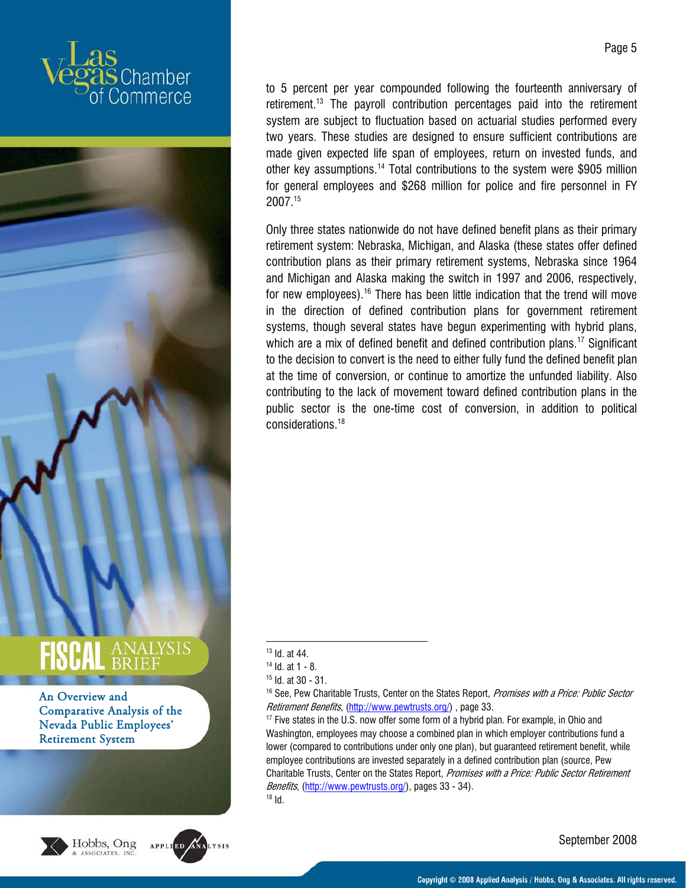to 5 percent per year compounded following the fourteenth anniversary of retirement.[13] The payroll contribution percentages paid into the retirement system are subject to fluctuation based on actuarial studies performed every two years. These studies are designed to ensure sufficient contributions are made given expected life span of employees, return on invested funds, and other key assumptions.[14] Total contributions to the system were $905 million for general employees and $268 million for police and fire personnel in FY 2007.[15]

Only three states nationwide do not have defined benefit plans as their primary retirement system: Nebraska, Michigan, and Alaska (these states offer defined contribution plans as their primary retirement systems, Nebraska since 1964 and Michigan and Alaska making the switch in 1997 and 2006, respectively, for new employees).[16] There has been little indication that the trend will move in the direction of defined contribution plans for government retirement systems, though several states have begun experimenting with hybrid plans, which are a mix of defined benefit and defined contribution plans.[17] Significant to the decision to convert is the need to either fully fund the defined benefit plan at the time of conversion, or continue to amortize the unfunded liability. Also contributing to the lack of movement toward defined contribution plans in the public sector is the one-time cost of conversion, in addition to political considerations.[18]

---

[13] Id. at 44.

[14] Id. at 1 - 8.

[15] Id. at 30 - 31.

[16] See, Pew Charitable Trusts, Center on the States Report, *Promises with a Price: Public Sector Retirement Benefits*, (http://www.pewtrusts.org/) , page 33.

[17] Five states in the U.S. now offer some form of a hybrid plan. For example, in Ohio and Washington, employees may choose a combined plan in which employer contributions fund a lower (compared to contributions under only one plan), but guaranteed retirement benefit, while employee contributions are invested separately in a defined contribution plan (source, Pew Charitable Trusts, Center on the States Report, *Promises with a Price: Public Sector Retirement Benefits*, (http://www.pewtrusts.org/), pages 33 - 34).

[18] Id.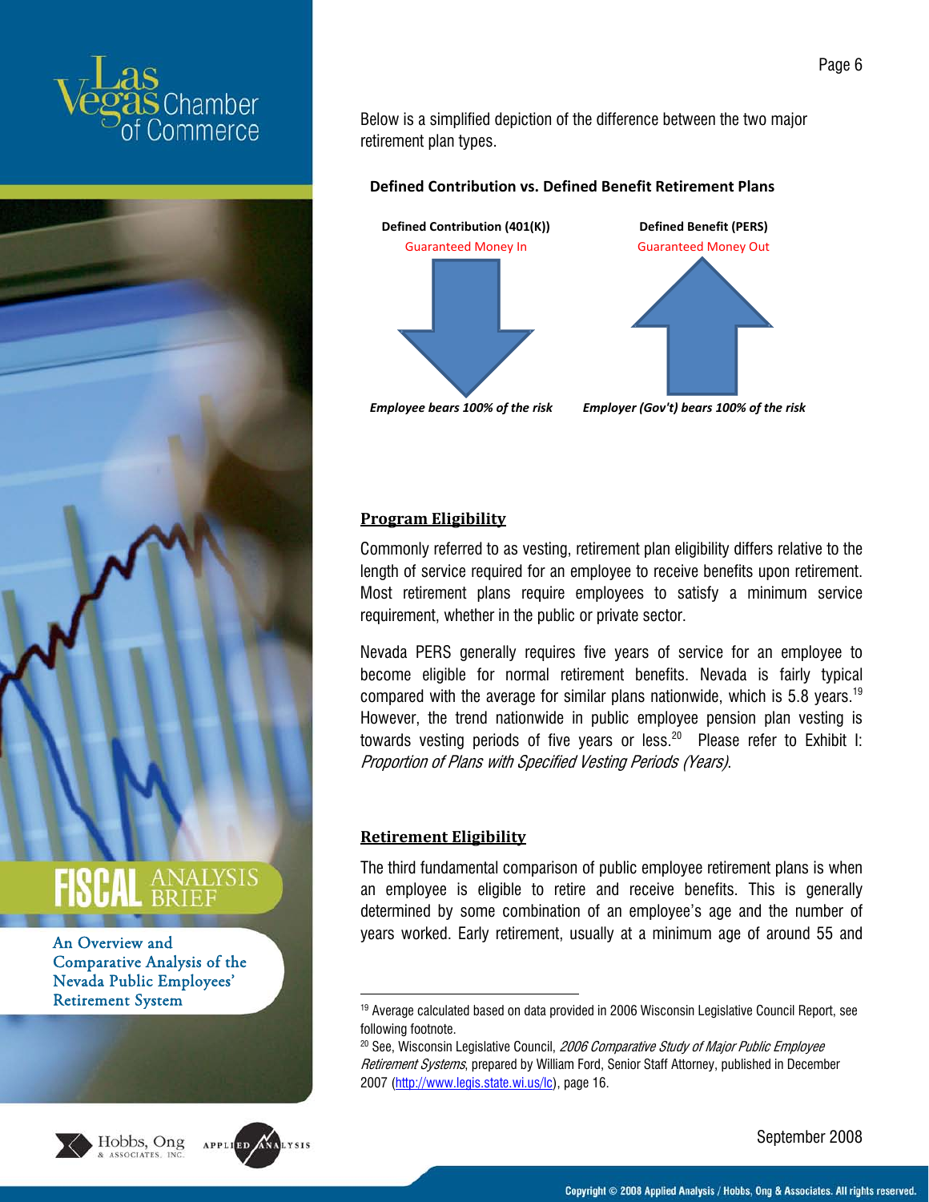Below is a simplified depiction of the difference between the two major retirement plan types.

**Defined Contribution vs. Defined Benefit Retirement Plans**

| Defined Contribution (401(K)) | Defined Benefit (PERS) |
| --- | --- |
| Guaranteed Money In | Guaranteed Money Out |
| *Employee bears 100% of the risk* | *Employer (Gov't) bears 100% of the risk* |

## Program Eligibility

Commonly referred to as vesting, retirement plan eligibility differs relative to the length of service required for an employee to receive benefits upon retirement. Most retirement plans require employees to satisfy a minimum service requirement, whether in the public or private sector.

Nevada PERS generally requires five years of service for an employee to become eligible for normal retirement benefits. Nevada is fairly typical compared with the average for similar plans nationwide, which is 5.8 years.[19] However, the trend nationwide in public employee pension plan vesting is towards vesting periods of five years or less.[20] Please refer to Exhibit I: *Proportion of Plans with Specified Vesting Periods (Years)*.

## Retirement Eligibility

The third fundamental comparison of public employee retirement plans is when an employee is eligible to retire and receive benefits. This is generally determined by some combination of an employee's age and the number of years worked. Early retirement, usually at a minimum age of around 55 and

---

[19] Average calculated based on data provided in 2006 Wisconsin Legislative Council Report, see following footnote.

[20] See, Wisconsin Legislative Council, *2006 Comparative Study of Major Public Employee Retirement Systems*, prepared by William Ford, Senior Staff Attorney, published in December 2007 (http://www.legis.state.wi.us/lc), page 16.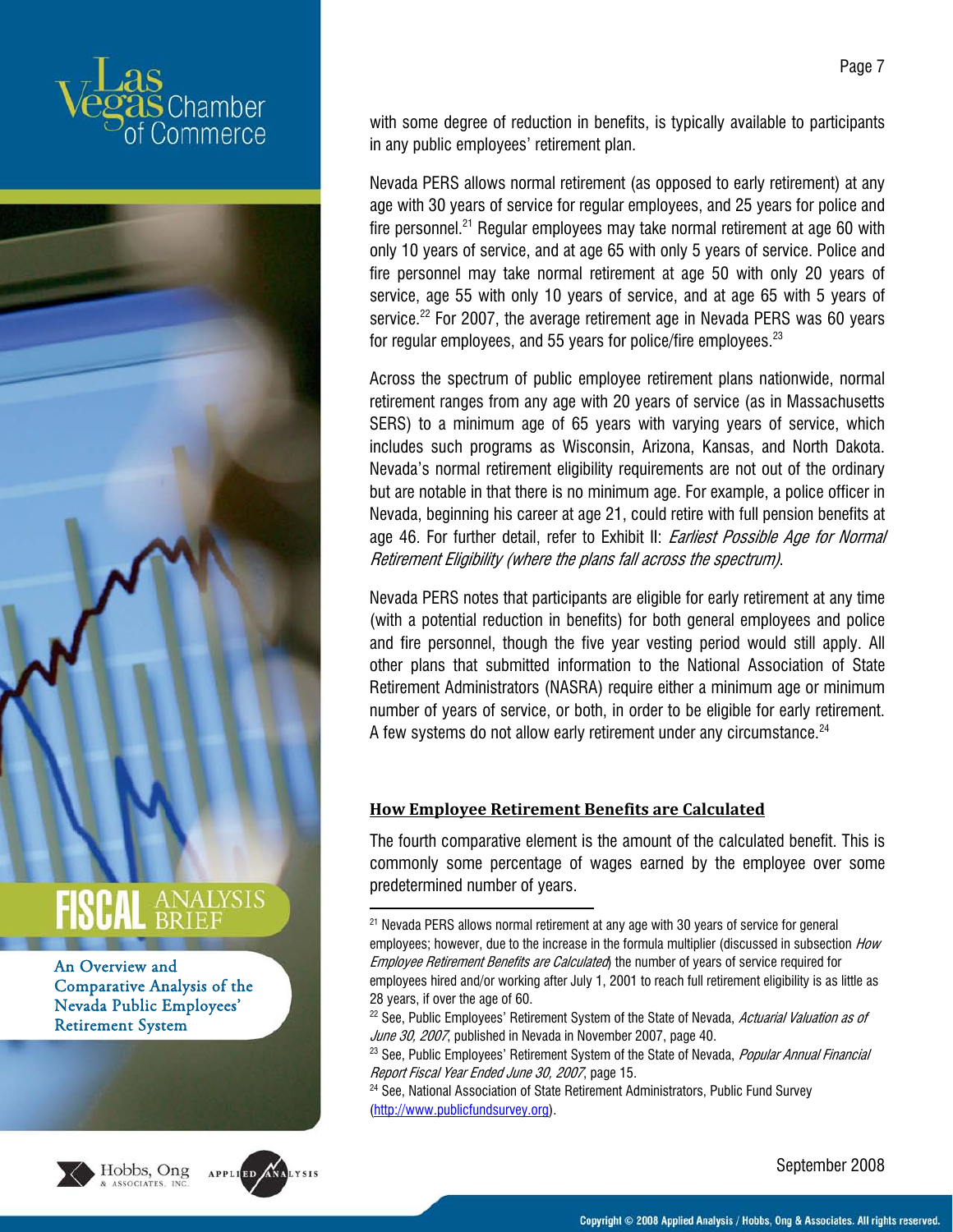with some degree of reduction in benefits, is typically available to participants in any public employees' retirement plan.

Nevada PERS allows normal retirement (as opposed to early retirement) at any age with 30 years of service for regular employees, and 25 years for police and fire personnel.[21] Regular employees may take normal retirement at age 60 with only 10 years of service, and at age 65 with only 5 years of service. Police and fire personnel may take normal retirement at age 50 with only 20 years of service, age 55 with only 10 years of service, and at age 65 with 5 years of service.[22] For 2007, the average retirement age in Nevada PERS was 60 years for regular employees, and 55 years for police/fire employees.[23]

Across the spectrum of public employee retirement plans nationwide, normal retirement ranges from any age with 20 years of service (as in Massachusetts SERS) to a minimum age of 65 years with varying years of service, which includes such programs as Wisconsin, Arizona, Kansas, and North Dakota. Nevada's normal retirement eligibility requirements are not out of the ordinary but are notable in that there is no minimum age. For example, a police officer in Nevada, beginning his career at age 21, could retire with full pension benefits at age 46. For further detail, refer to Exhibit II: *Earliest Possible Age for Normal Retirement Eligibility (where the plans fall across the spectrum)*.

Nevada PERS notes that participants are eligible for early retirement at any time (with a potential reduction in benefits) for both general employees and police and fire personnel, though the five year vesting period would still apply. All other plans that submitted information to the National Association of State Retirement Administrators (NASRA) require either a minimum age or minimum number of years of service, or both, in order to be eligible for early retirement. A few systems do not allow early retirement under any circumstance.[24]

## How Employee Retirement Benefits are Calculated

The fourth comparative element is the amount of the calculated benefit. This is commonly some percentage of wages earned by the employee over some predetermined number of years.

---

[21] Nevada PERS allows normal retirement at any age with 30 years of service for general employees; however, due to the increase in the formula multiplier (discussed in subsection *How Employee Retirement Benefits are Calculated*) the number of years of service required for employees hired and/or working after July 1, 2001 to reach full retirement eligibility is as little as 28 years, if over the age of 60.

[22] See, Public Employees' Retirement System of the State of Nevada, *Actuarial Valuation as of June 30, 2007*, published in Nevada in November 2007, page 40.

[23] See, Public Employees' Retirement System of the State of Nevada, *Popular Annual Financial Report Fiscal Year Ended June 30, 2007*, page 15.

[24] See, National Association of State Retirement Administrators, Public Fund Survey (http://www.publicfundsurvey.org).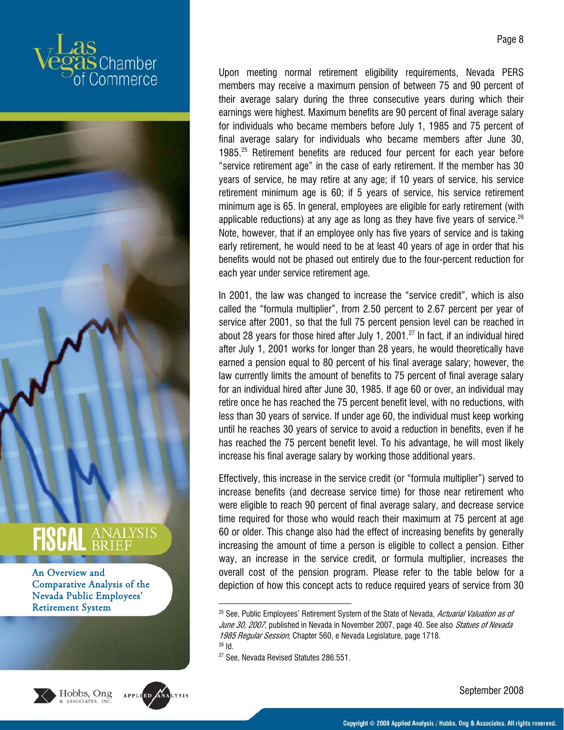Upon meeting normal retirement eligibility requirements, Nevada PERS members may receive a maximum pension of between 75 and 90 percent of their average salary during the three consecutive years during which their earnings were highest. Maximum benefits are 90 percent of final average salary for individuals who became members before July 1, 1985 and 75 percent of final average salary for individuals who became members after June 30, 1985.[25] Retirement benefits are reduced four percent for each year before "service retirement age" in the case of early retirement. If the member has 30 years of service, he may retire at any age; if 10 years of service, his service retirement minimum age is 60; if 5 years of service, his service retirement minimum age is 65. In general, employees are eligible for early retirement (with applicable reductions) at any age as long as they have five years of service.[26] Note, however, that if an employee only has five years of service and is taking early retirement, he would need to be at least 40 years of age in order that his benefits would not be phased out entirely due to the four-percent reduction for each year under service retirement age.

In 2001, the law was changed to increase the "service credit", which is also called the "formula multiplier", from 2.50 percent to 2.67 percent per year of service after 2001, so that the full 75 percent pension level can be reached in about 28 years for those hired after July 1, 2001.[27] In fact, if an individual hired after July 1, 2001 works for longer than 28 years, he would theoretically have earned a pension equal to 80 percent of his final average salary; however, the law currently limits the amount of benefits to 75 percent of final average salary for an individual hired after June 30, 1985. If age 60 or over, an individual may retire once he has reached the 75 percent benefit level, with no reductions, with less than 30 years of service. If under age 60, the individual must keep working until he reaches 30 years of service to avoid a reduction in benefits, even if he has reached the 75 percent benefit level. To his advantage, he will most likely increase his final average salary by working those additional years.

Effectively, this increase in the service credit (or "formula multiplier") served to increase benefits (and decrease service time) for those near retirement who were eligible to reach 90 percent of final average salary, and decrease service time required for those who would reach their maximum at 75 percent at age 60 or older. This change also had the effect of increasing benefits by generally increasing the amount of time a person is eligible to collect a pension. Either way, an increase in the service credit, or formula multiplier, increases the overall cost of the pension program. Please refer to the table below for a depiction of how this concept acts to reduce required years of service from 30

[25] See, Public Employees' Retirement System of the State of Nevada, *Actuarial Valuation as of June 30, 2007*, published in Nevada in November 2007, page 40. See also *Statues of Nevada 1985 Regular Session,* Chapter 560, e Nevada Legislature, page 1718.

[26] Id.

[27] See, Nevada Revised Statutes 286.551.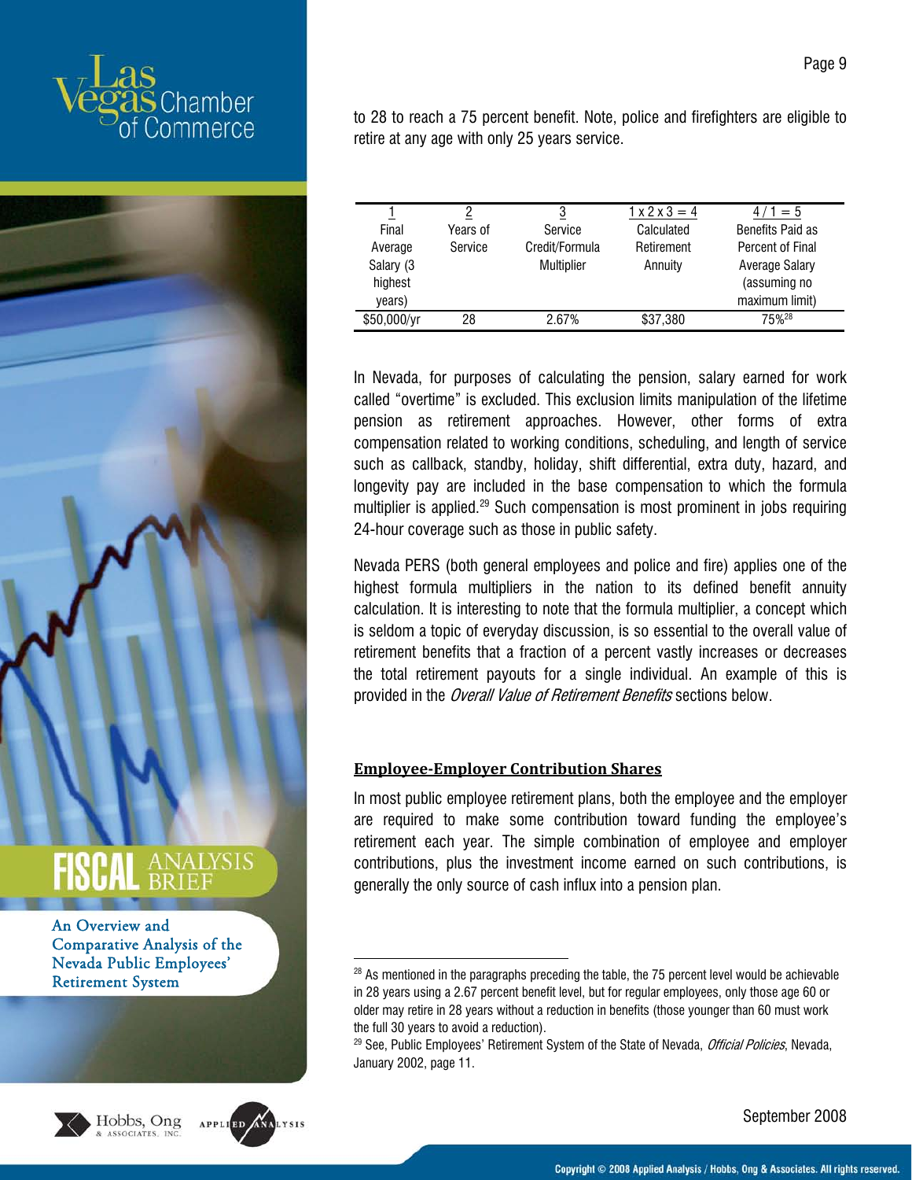to 28 to reach a 75 percent benefit. Note, police and firefighters are eligible to retire at any age with only 25 years service.

| 1<br>Final Average Salary (3 highest years) | 2<br>Years of Service | 3<br>Service Credit/Formula Multiplier | 1 x 2 x 3 = 4<br>Calculated Retirement Annuity | 4 / 1 = 5<br>Benefits Paid as Percent of Final Average Salary (assuming no maximum limit) |
|---|---|---|---|---|
| $50,000/yr | 28 | 2.67% | $37,380 | 75%[28] |

In Nevada, for purposes of calculating the pension, salary earned for work called "overtime" is excluded. This exclusion limits manipulation of the lifetime pension as retirement approaches. However, other forms of extra compensation related to working conditions, scheduling, and length of service such as callback, standby, holiday, shift differential, extra duty, hazard, and longevity pay are included in the base compensation to which the formula multiplier is applied.[29] Such compensation is most prominent in jobs requiring 24-hour coverage such as those in public safety.

Nevada PERS (both general employees and police and fire) applies one of the highest formula multipliers in the nation to its defined benefit annuity calculation. It is interesting to note that the formula multiplier, a concept which is seldom a topic of everyday discussion, is so essential to the overall value of retirement benefits that a fraction of a percent vastly increases or decreases the total retirement payouts for a single individual. An example of this is provided in the *Overall Value of Retirement Benefits* sections below.

**Employee-Employer Contribution Shares**

In most public employee retirement plans, both the employee and the employer are required to make some contribution toward funding the employee's retirement each year. The simple combination of employee and employer contributions, plus the investment income earned on such contributions, is generally the only source of cash influx into a pension plan.

---

[28] As mentioned in the paragraphs preceding the table, the 75 percent level would be achievable in 28 years using a 2.67 percent benefit level, but for regular employees, only those age 60 or older may retire in 28 years without a reduction in benefits (those younger than 60 must work the full 30 years to avoid a reduction).

[29] See, Public Employees' Retirement System of the State of Nevada, *Official Policies*, Nevada, January 2002, page 11.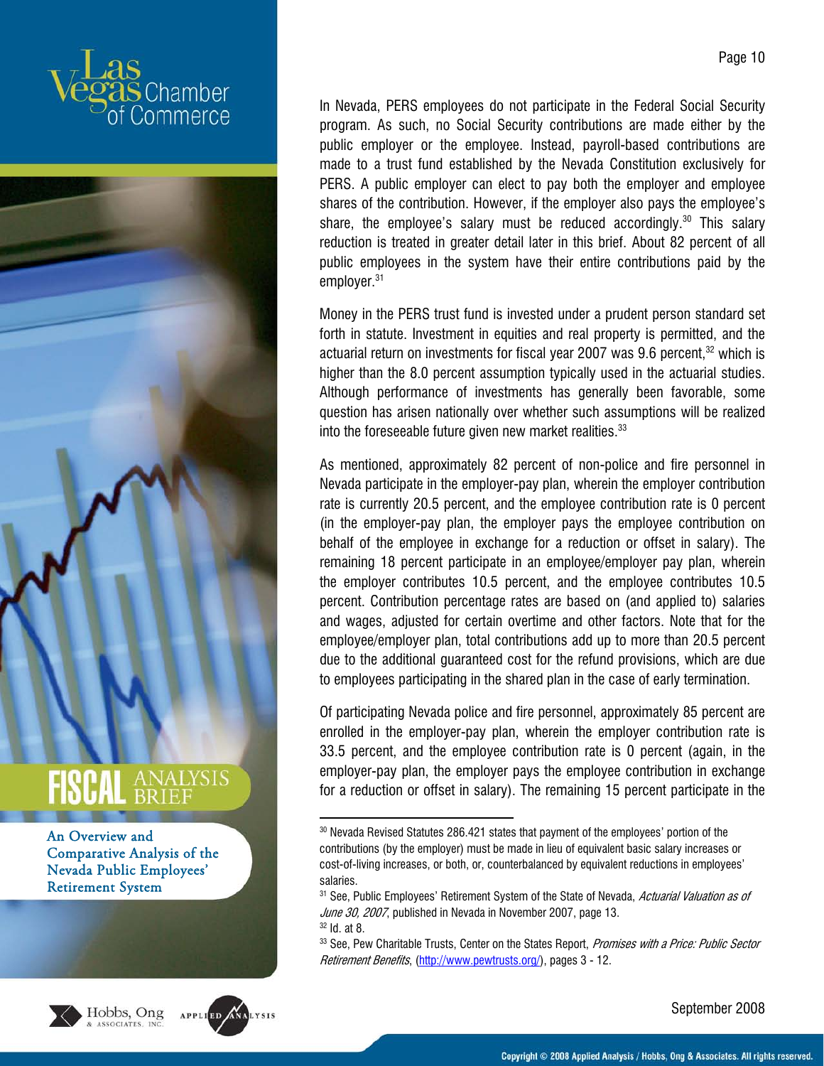In Nevada, PERS employees do not participate in the Federal Social Security program. As such, no Social Security contributions are made either by the public employer or the employee. Instead, payroll-based contributions are made to a trust fund established by the Nevada Constitution exclusively for PERS. A public employer can elect to pay both the employer and employee shares of the contribution. However, if the employer also pays the employee's share, the employee's salary must be reduced accordingly.[30] This salary reduction is treated in greater detail later in this brief. About 82 percent of all public employees in the system have their entire contributions paid by the employer.[31]

Money in the PERS trust fund is invested under a prudent person standard set forth in statute. Investment in equities and real property is permitted, and the actuarial return on investments for fiscal year 2007 was 9.6 percent,[32] which is higher than the 8.0 percent assumption typically used in the actuarial studies. Although performance of investments has generally been favorable, some question has arisen nationally over whether such assumptions will be realized into the foreseeable future given new market realities.[33]

As mentioned, approximately 82 percent of non-police and fire personnel in Nevada participate in the employer-pay plan, wherein the employer contribution rate is currently 20.5 percent, and the employee contribution rate is 0 percent (in the employer-pay plan, the employer pays the employee contribution on behalf of the employee in exchange for a reduction or offset in salary). The remaining 18 percent participate in an employee/employer pay plan, wherein the employer contributes 10.5 percent, and the employee contributes 10.5 percent. Contribution percentage rates are based on (and applied to) salaries and wages, adjusted for certain overtime and other factors. Note that for the employee/employer plan, total contributions add up to more than 20.5 percent due to the additional guaranteed cost for the refund provisions, which are due to employees participating in the shared plan in the case of early termination.

Of participating Nevada police and fire personnel, approximately 85 percent are enrolled in the employer-pay plan, wherein the employer contribution rate is 33.5 percent, and the employee contribution rate is 0 percent (again, in the employer-pay plan, the employer pays the employee contribution in exchange for a reduction or offset in salary). The remaining 15 percent participate in the

---

[30] Nevada Revised Statutes 286.421 states that payment of the employees' portion of the contributions (by the employer) must be made in lieu of equivalent basic salary increases or cost-of-living increases, or both, or, counterbalanced by equivalent reductions in employees' salaries.

[31] See, Public Employees' Retirement System of the State of Nevada, *Actuarial Valuation as of June 30, 2007*, published in Nevada in November 2007, page 13.

[32] Id. at 8.

[33] See, Pew Charitable Trusts, Center on the States Report, *Promises with a Price: Public Sector Retirement Benefits*, (http://www.pewtrusts.org/), pages 3 - 12.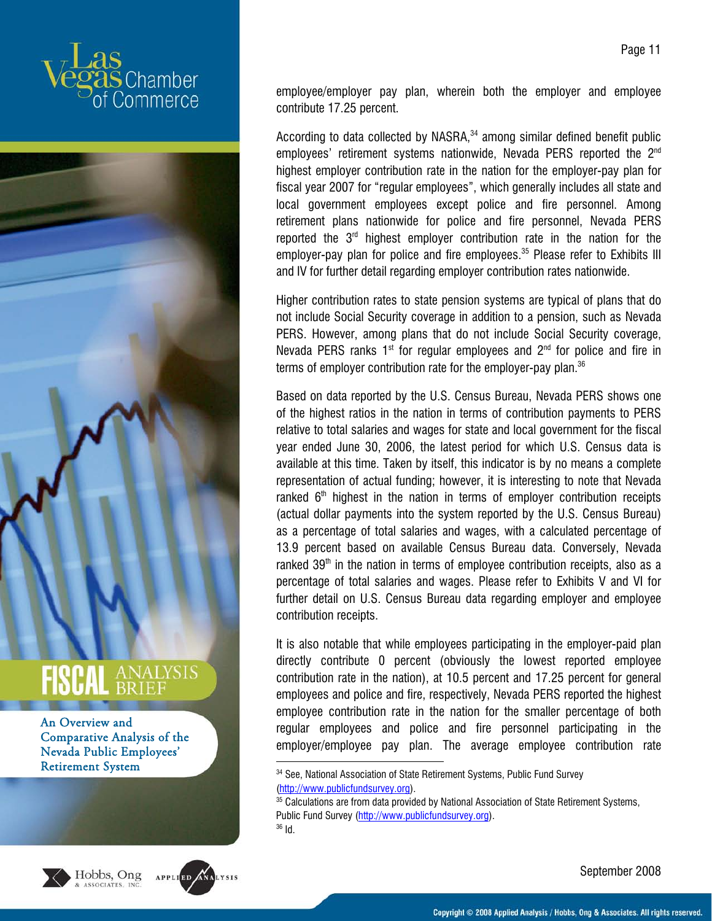employee/employer pay plan, wherein both the employer and employee contribute 17.25 percent.

According to data collected by NASRA,[34] among similar defined benefit public employees' retirement systems nationwide, Nevada PERS reported the 2nd highest employer contribution rate in the nation for the employer-pay plan for fiscal year 2007 for "regular employees", which generally includes all state and local government employees except police and fire personnel. Among retirement plans nationwide for police and fire personnel, Nevada PERS reported the 3rd highest employer contribution rate in the nation for the employer-pay plan for police and fire employees.[35] Please refer to Exhibits III and IV for further detail regarding employer contribution rates nationwide.

Higher contribution rates to state pension systems are typical of plans that do not include Social Security coverage in addition to a pension, such as Nevada PERS. However, among plans that do not include Social Security coverage, Nevada PERS ranks 1st for regular employees and 2nd for police and fire in terms of employer contribution rate for the employer-pay plan.[36]

Based on data reported by the U.S. Census Bureau, Nevada PERS shows one of the highest ratios in the nation in terms of contribution payments to PERS relative to total salaries and wages for state and local government for the fiscal year ended June 30, 2006, the latest period for which U.S. Census data is available at this time. Taken by itself, this indicator is by no means a complete representation of actual funding; however, it is interesting to note that Nevada ranked 6th highest in the nation in terms of employer contribution receipts (actual dollar payments into the system reported by the U.S. Census Bureau) as a percentage of total salaries and wages, with a calculated percentage of 13.9 percent based on available Census Bureau data. Conversely, Nevada ranked 39th in the nation in terms of employee contribution receipts, also as a percentage of total salaries and wages. Please refer to Exhibits V and VI for further detail on U.S. Census Bureau data regarding employer and employee contribution receipts.

It is also notable that while employees participating in the employer-paid plan directly contribute 0 percent (obviously the lowest reported employee contribution rate in the nation), at 10.5 percent and 17.25 percent for general employees and police and fire, respectively, Nevada PERS reported the highest employee contribution rate in the nation for the smaller percentage of both regular employees and police and fire personnel participating in the employer/employee pay plan. The average employee contribution rate

---

[34] See, National Association of State Retirement Systems, Public Fund Survey (http://www.publicfundsurvey.org).

[35] Calculations are from data provided by National Association of State Retirement Systems, Public Fund Survey (http://www.publicfundsurvey.org).

[36] Id.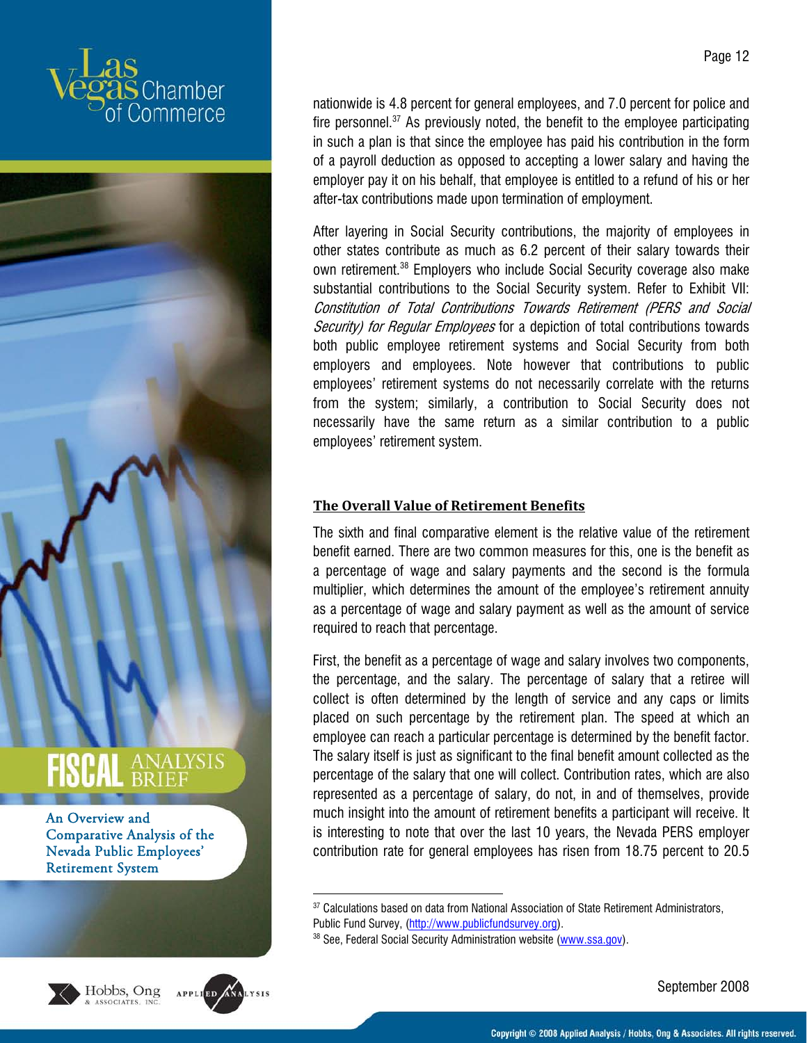nationwide is 4.8 percent for general employees, and 7.0 percent for police and fire personnel.[37] As previously noted, the benefit to the employee participating in such a plan is that since the employee has paid his contribution in the form of a payroll deduction as opposed to accepting a lower salary and having the employer pay it on his behalf, that employee is entitled to a refund of his or her after-tax contributions made upon termination of employment.

After layering in Social Security contributions, the majority of employees in other states contribute as much as 6.2 percent of their salary towards their own retirement.[38] Employers who include Social Security coverage also make substantial contributions to the Social Security system. Refer to Exhibit VII: *Constitution of Total Contributions Towards Retirement (PERS and Social Security) for Regular Employees* for a depiction of total contributions towards both public employee retirement systems and Social Security from both employers and employees. Note however that contributions to public employees' retirement systems do not necessarily correlate with the returns from the system; similarly, a contribution to Social Security does not necessarily have the same return as a similar contribution to a public employees' retirement system.

## The Overall Value of Retirement Benefits

The sixth and final comparative element is the relative value of the retirement benefit earned. There are two common measures for this, one is the benefit as a percentage of wage and salary payments and the second is the formula multiplier, which determines the amount of the employee's retirement annuity as a percentage of wage and salary payment as well as the amount of service required to reach that percentage.

First, the benefit as a percentage of wage and salary involves two components, the percentage, and the salary. The percentage of salary that a retiree will collect is often determined by the length of service and any caps or limits placed on such percentage by the retirement plan. The speed at which an employee can reach a particular percentage is determined by the benefit factor. The salary itself is just as significant to the final benefit amount collected as the percentage of the salary that one will collect. Contribution rates, which are also represented as a percentage of salary, do not, in and of themselves, provide much insight into the amount of retirement benefits a participant will receive. It is interesting to note that over the last 10 years, the Nevada PERS employer contribution rate for general employees has risen from 18.75 percent to 20.5

---

[37] Calculations based on data from National Association of State Retirement Administrators, Public Fund Survey, (http://www.publicfundsurvey.org).

[38] See, Federal Social Security Administration website (www.ssa.gov).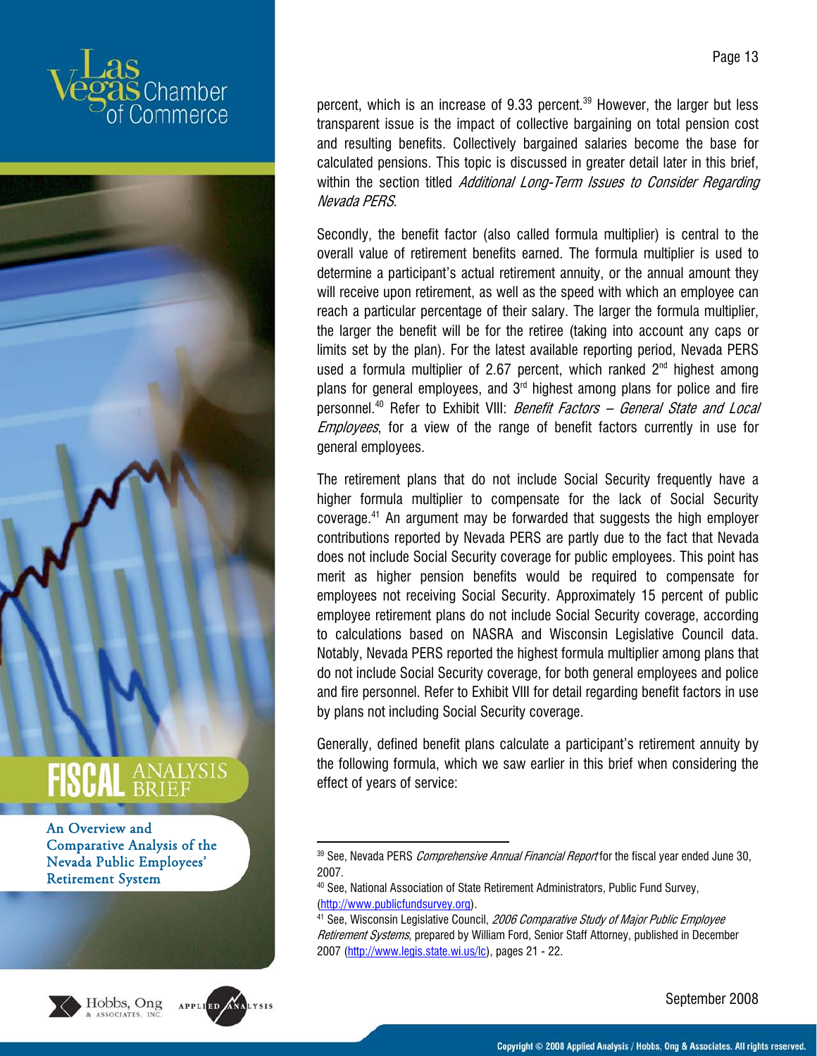percent, which is an increase of 9.33 percent.[39] However, the larger but less transparent issue is the impact of collective bargaining on total pension cost and resulting benefits. Collectively bargained salaries become the base for calculated pensions. This topic is discussed in greater detail later in this brief, within the section titled *Additional Long-Term Issues to Consider Regarding Nevada PERS.*

Secondly, the benefit factor (also called formula multiplier) is central to the overall value of retirement benefits earned. The formula multiplier is used to determine a participant's actual retirement annuity, or the annual amount they will receive upon retirement, as well as the speed with which an employee can reach a particular percentage of their salary. The larger the formula multiplier, the larger the benefit will be for the retiree (taking into account any caps or limits set by the plan). For the latest available reporting period, Nevada PERS used a formula multiplier of 2.67 percent, which ranked 2nd highest among plans for general employees, and 3rd highest among plans for police and fire personnel.[40] Refer to Exhibit VIII: *Benefit Factors – General State and Local Employees*, for a view of the range of benefit factors currently in use for general employees.

The retirement plans that do not include Social Security frequently have a higher formula multiplier to compensate for the lack of Social Security coverage.[41] An argument may be forwarded that suggests the high employer contributions reported by Nevada PERS are partly due to the fact that Nevada does not include Social Security coverage for public employees. This point has merit as higher pension benefits would be required to compensate for employees not receiving Social Security. Approximately 15 percent of public employee retirement plans do not include Social Security coverage, according to calculations based on NASRA and Wisconsin Legislative Council data. Notably, Nevada PERS reported the highest formula multiplier among plans that do not include Social Security coverage, for both general employees and police and fire personnel. Refer to Exhibit VIII for detail regarding benefit factors in use by plans not including Social Security coverage.

Generally, defined benefit plans calculate a participant's retirement annuity by the following formula, which we saw earlier in this brief when considering the effect of years of service:

---

[39] See, Nevada PERS *Comprehensive Annual Financial Report* for the fiscal year ended June 30, 2007.

[40] See, National Association of State Retirement Administrators, Public Fund Survey, (http://www.publicfundsurvey.org).

[41] See, Wisconsin Legislative Council, *2006 Comparative Study of Major Public Employee Retirement Systems*, prepared by William Ford, Senior Staff Attorney, published in December 2007 (http://www.legis.state.wi.us/lc), pages 21 - 22.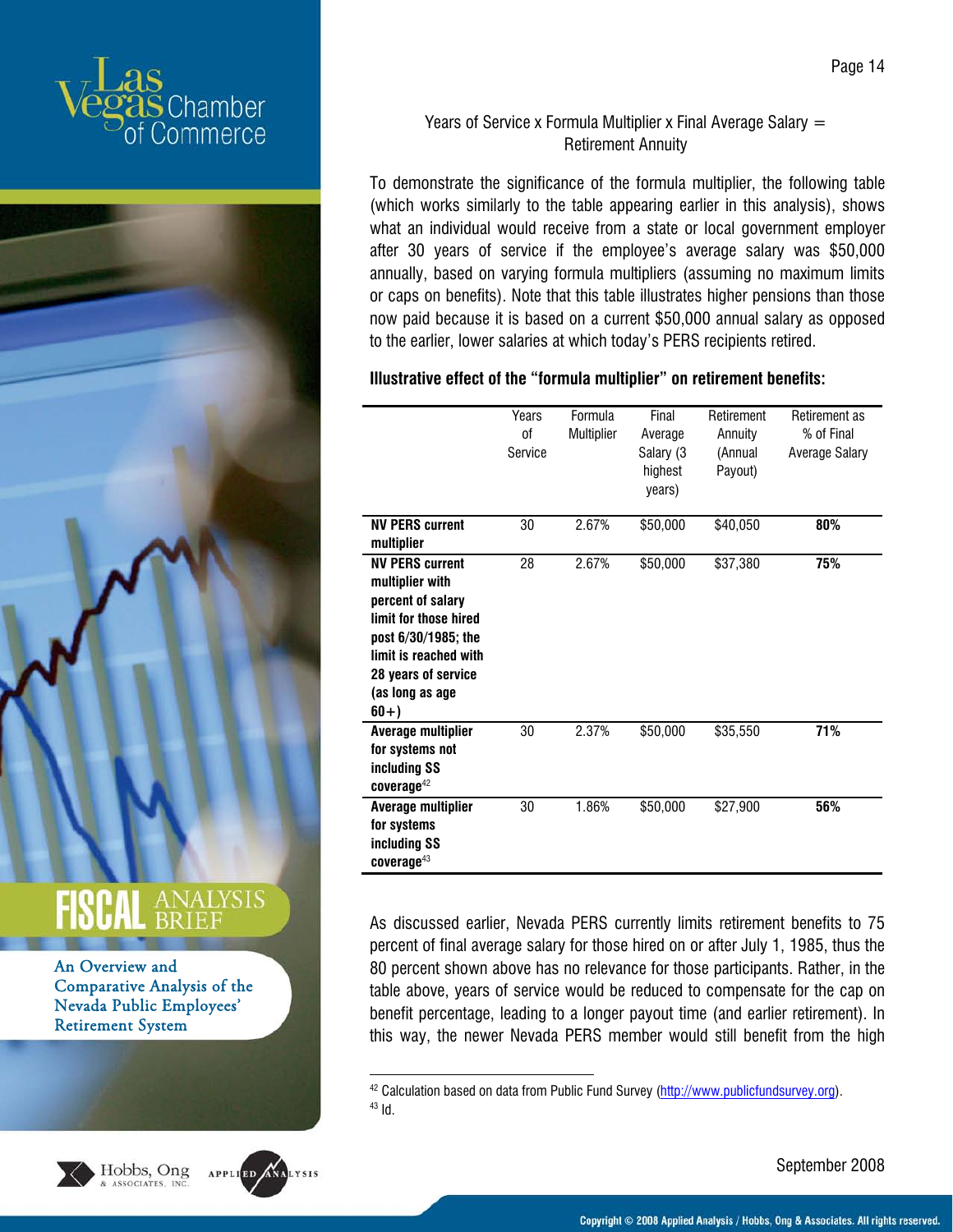Years of Service x Formula Multiplier x Final Average Salary = Retirement Annuity

To demonstrate the significance of the formula multiplier, the following table (which works similarly to the table appearing earlier in this analysis), shows what an individual would receive from a state or local government employer after 30 years of service if the employee's average salary was $50,000 annually, based on varying formula multipliers (assuming no maximum limits or caps on benefits). Note that this table illustrates higher pensions than those now paid because it is based on a current $50,000 annual salary as opposed to the earlier, lower salaries at which today's PERS recipients retired.

**Illustrative effect of the "formula multiplier" on retirement benefits:**

| | Years of Service | Formula Multiplier | Final Average Salary (3 highest years) | Retirement Annuity (Annual Payout) | Retirement as % of Final Average Salary |
|---|---|---|---|---|---|
| **NV PERS current multiplier** | 30 | 2.67% | $50,000 | $40,050 | **80%** |
| **NV PERS current multiplier with percent of salary limit for those hired post 6/30/1985; the limit is reached with 28 years of service (as long as age 60+)** | 28 | 2.67% | $50,000 | $37,380 | **75%** |
| **Average multiplier for systems not including SS coverage**[42] | 30 | 2.37% | $50,000 | $35,550 | **71%** |
| **Average multiplier for systems including SS coverage**[43] | 30 | 1.86% | $50,000 | $27,900 | **56%** |

As discussed earlier, Nevada PERS currently limits retirement benefits to 75 percent of final average salary for those hired on or after July 1, 1985, thus the 80 percent shown above has no relevance for those participants. Rather, in the table above, years of service would be reduced to compensate for the cap on benefit percentage, leading to a longer payout time (and earlier retirement). In this way, the newer Nevada PERS member would still benefit from the high

---

[42] Calculation based on data from Public Fund Survey (http://www.publicfundsurvey.org).

[43] Id.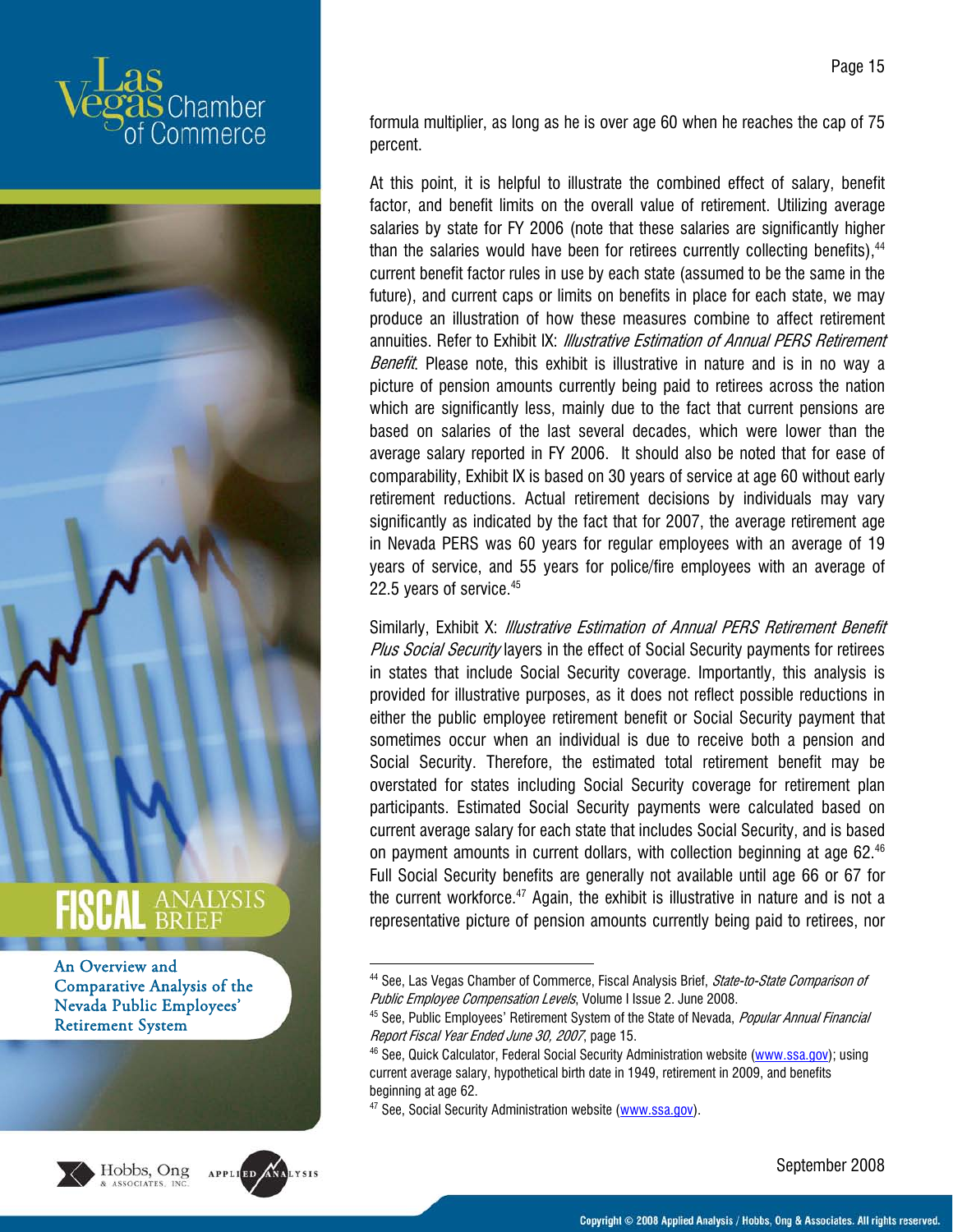formula multiplier, as long as he is over age 60 when he reaches the cap of 75 percent.

At this point, it is helpful to illustrate the combined effect of salary, benefit factor, and benefit limits on the overall value of retirement. Utilizing average salaries by state for FY 2006 (note that these salaries are significantly higher than the salaries would have been for retirees currently collecting benefits),[44] current benefit factor rules in use by each state (assumed to be the same in the future), and current caps or limits on benefits in place for each state, we may produce an illustration of how these measures combine to affect retirement annuities. Refer to Exhibit IX: *Illustrative Estimation of Annual PERS Retirement Benefit*. Please note, this exhibit is illustrative in nature and is in no way a picture of pension amounts currently being paid to retirees across the nation which are significantly less, mainly due to the fact that current pensions are based on salaries of the last several decades, which were lower than the average salary reported in FY 2006. It should also be noted that for ease of comparability, Exhibit IX is based on 30 years of service at age 60 without early retirement reductions. Actual retirement decisions by individuals may vary significantly as indicated by the fact that for 2007, the average retirement age in Nevada PERS was 60 years for regular employees with an average of 19 years of service, and 55 years for police/fire employees with an average of 22.5 years of service.[45]

Similarly, Exhibit X: *Illustrative Estimation of Annual PERS Retirement Benefit Plus Social Security* layers in the effect of Social Security payments for retirees in states that include Social Security coverage. Importantly, this analysis is provided for illustrative purposes, as it does not reflect possible reductions in either the public employee retirement benefit or Social Security payment that sometimes occur when an individual is due to receive both a pension and Social Security. Therefore, the estimated total retirement benefit may be overstated for states including Social Security coverage for retirement plan participants. Estimated Social Security payments were calculated based on current average salary for each state that includes Social Security, and is based on payment amounts in current dollars, with collection beginning at age 62.[46] Full Social Security benefits are generally not available until age 66 or 67 for the current workforce.[47] Again, the exhibit is illustrative in nature and is not a representative picture of pension amounts currently being paid to retirees, nor

---

[44] See, Las Vegas Chamber of Commerce, Fiscal Analysis Brief, *State-to-State Comparison of Public Employee Compensation Levels*, Volume I Issue 2. June 2008.

[45] See, Public Employees' Retirement System of the State of Nevada, *Popular Annual Financial Report Fiscal Year Ended June 30, 2007*, page 15.

[46] See, Quick Calculator, Federal Social Security Administration website (www.ssa.gov); using current average salary, hypothetical birth date in 1949, retirement in 2009, and benefits beginning at age 62.

[47] See, Social Security Administration website (www.ssa.gov).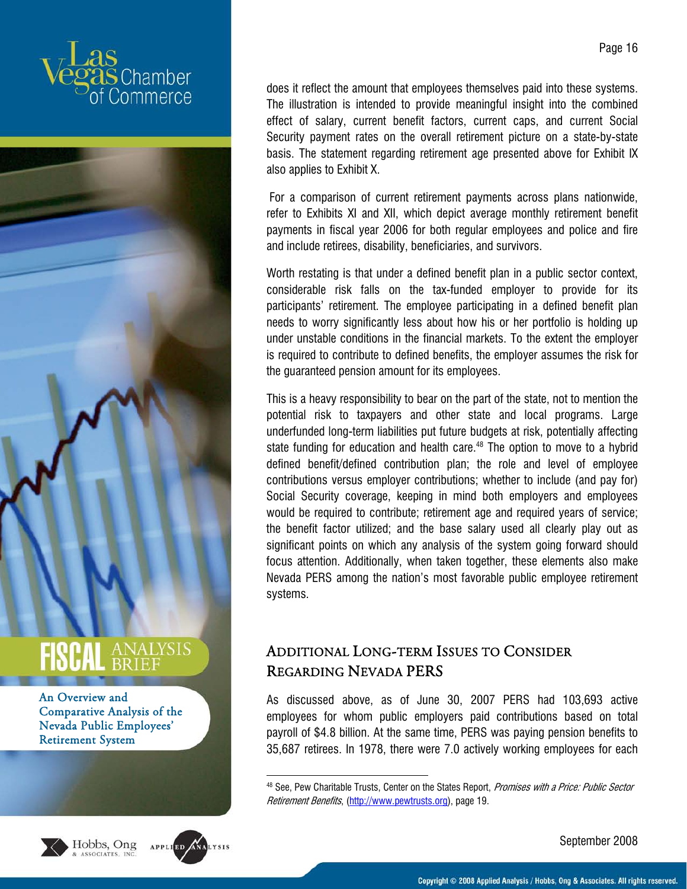does it reflect the amount that employees themselves paid into these systems. The illustration is intended to provide meaningful insight into the combined effect of salary, current benefit factors, current caps, and current Social Security payment rates on the overall retirement picture on a state-by-state basis. The statement regarding retirement age presented above for Exhibit IX also applies to Exhibit X.

For a comparison of current retirement payments across plans nationwide, refer to Exhibits XI and XII, which depict average monthly retirement benefit payments in fiscal year 2006 for both regular employees and police and fire and include retirees, disability, beneficiaries, and survivors.

Worth restating is that under a defined benefit plan in a public sector context, considerable risk falls on the tax-funded employer to provide for its participants' retirement. The employee participating in a defined benefit plan needs to worry significantly less about how his or her portfolio is holding up under unstable conditions in the financial markets. To the extent the employer is required to contribute to defined benefits, the employer assumes the risk for the guaranteed pension amount for its employees.

This is a heavy responsibility to bear on the part of the state, not to mention the potential risk to taxpayers and other state and local programs. Large underfunded long-term liabilities put future budgets at risk, potentially affecting state funding for education and health care.[48] The option to move to a hybrid defined benefit/defined contribution plan; the role and level of employee contributions versus employer contributions; whether to include (and pay for) Social Security coverage, keeping in mind both employers and employees would be required to contribute; retirement age and required years of service; the benefit factor utilized; and the base salary used all clearly play out as significant points on which any analysis of the system going forward should focus attention. Additionally, when taken together, these elements also make Nevada PERS among the nation's most favorable public employee retirement systems.

## Additional Long-term Issues to Consider Regarding Nevada PERS

As discussed above, as of June 30, 2007 PERS had 103,693 active employees for whom public employers paid contributions based on total payroll of $4.8 billion. At the same time, PERS was paying pension benefits to 35,687 retirees. In 1978, there were 7.0 actively working employees for each

[48] See, Pew Charitable Trusts, Center on the States Report, *Promises with a Price: Public Sector Retirement Benefits*, (http://www.pewtrusts.org), page 19.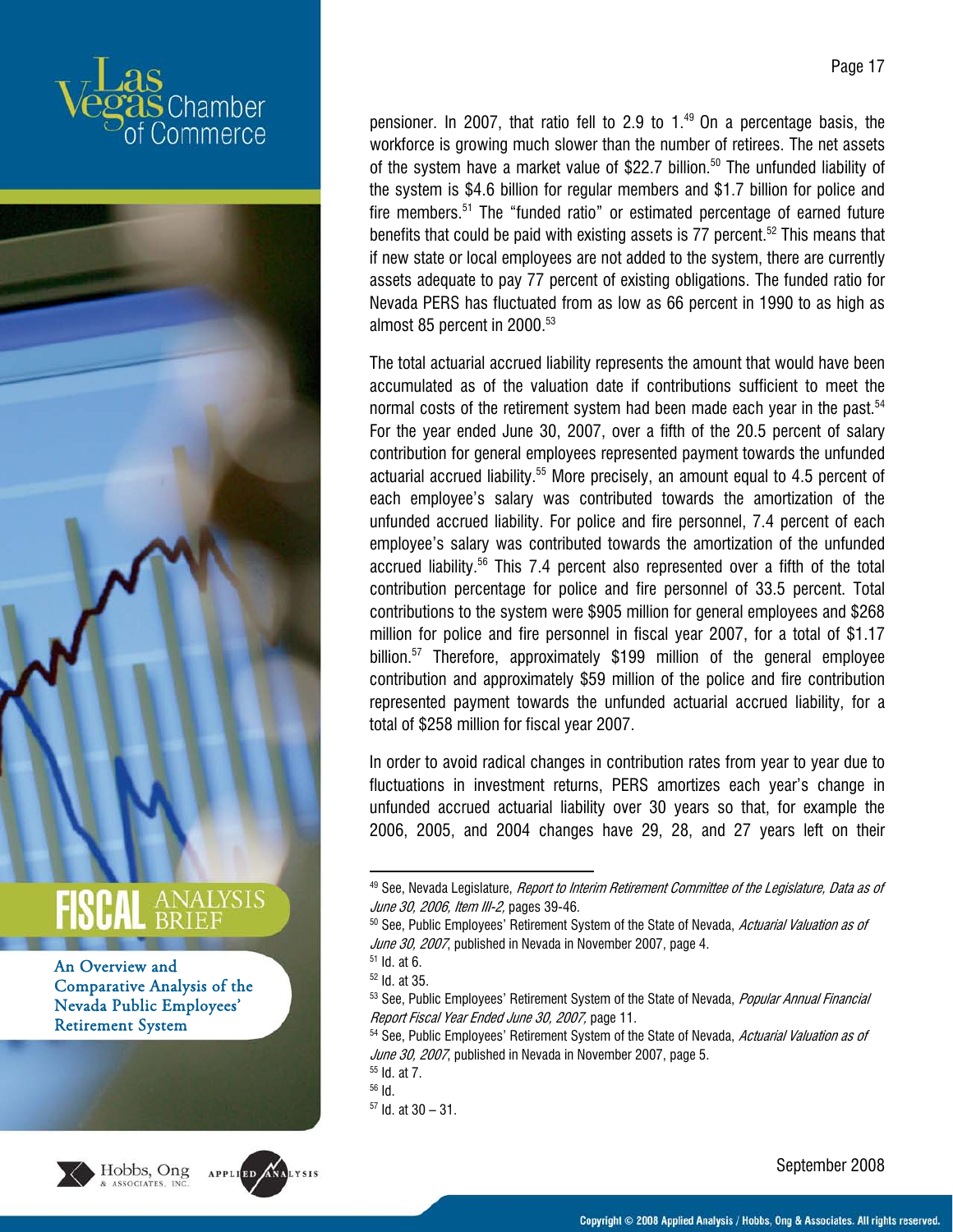pensioner. In 2007, that ratio fell to 2.9 to 1.[49] On a percentage basis, the workforce is growing much slower than the number of retirees. The net assets of the system have a market value of $22.7 billion.[50] The unfunded liability of the system is $4.6 billion for regular members and $1.7 billion for police and fire members.[51] The "funded ratio" or estimated percentage of earned future benefits that could be paid with existing assets is 77 percent.[52] This means that if new state or local employees are not added to the system, there are currently assets adequate to pay 77 percent of existing obligations. The funded ratio for Nevada PERS has fluctuated from as low as 66 percent in 1990 to as high as almost 85 percent in 2000.[53]

The total actuarial accrued liability represents the amount that would have been accumulated as of the valuation date if contributions sufficient to meet the normal costs of the retirement system had been made each year in the past.[54] For the year ended June 30, 2007, over a fifth of the 20.5 percent of salary contribution for general employees represented payment towards the unfunded actuarial accrued liability.[55] More precisely, an amount equal to 4.5 percent of each employee's salary was contributed towards the amortization of the unfunded accrued liability. For police and fire personnel, 7.4 percent of each employee's salary was contributed towards the amortization of the unfunded accrued liability.[56] This 7.4 percent also represented over a fifth of the total contribution percentage for police and fire personnel of 33.5 percent. Total contributions to the system were $905 million for general employees and $268 million for police and fire personnel in fiscal year 2007, for a total of $1.17 billion.[57] Therefore, approximately $199 million of the general employee contribution and approximately $59 million of the police and fire contribution represented payment towards the unfunded actuarial accrued liability, for a total of $258 million for fiscal year 2007.

In order to avoid radical changes in contribution rates from year to year due to fluctuations in investment returns, PERS amortizes each year's change in unfunded accrued actuarial liability over 30 years so that, for example the 2006, 2005, and 2004 changes have 29, 28, and 27 years left on their

---

[49] See, Nevada Legislature, *Report to Interim Retirement Committee of the Legislature, Data as of June 30, 2006, Item III-2,* pages 39-46.

[50] See, Public Employees' Retirement System of the State of Nevada, *Actuarial Valuation as of June 30, 2007,* published in Nevada in November 2007, page 4.

[51] Id. at 6.

[52] Id. at 35.

[53] See, Public Employees' Retirement System of the State of Nevada, *Popular Annual Financial Report Fiscal Year Ended June 30, 2007,* page 11.

[54] See, Public Employees' Retirement System of the State of Nevada, *Actuarial Valuation as of June 30, 2007,* published in Nevada in November 2007, page 5.

[55] Id. at 7.

[56] Id.

[57] Id. at 30 – 31.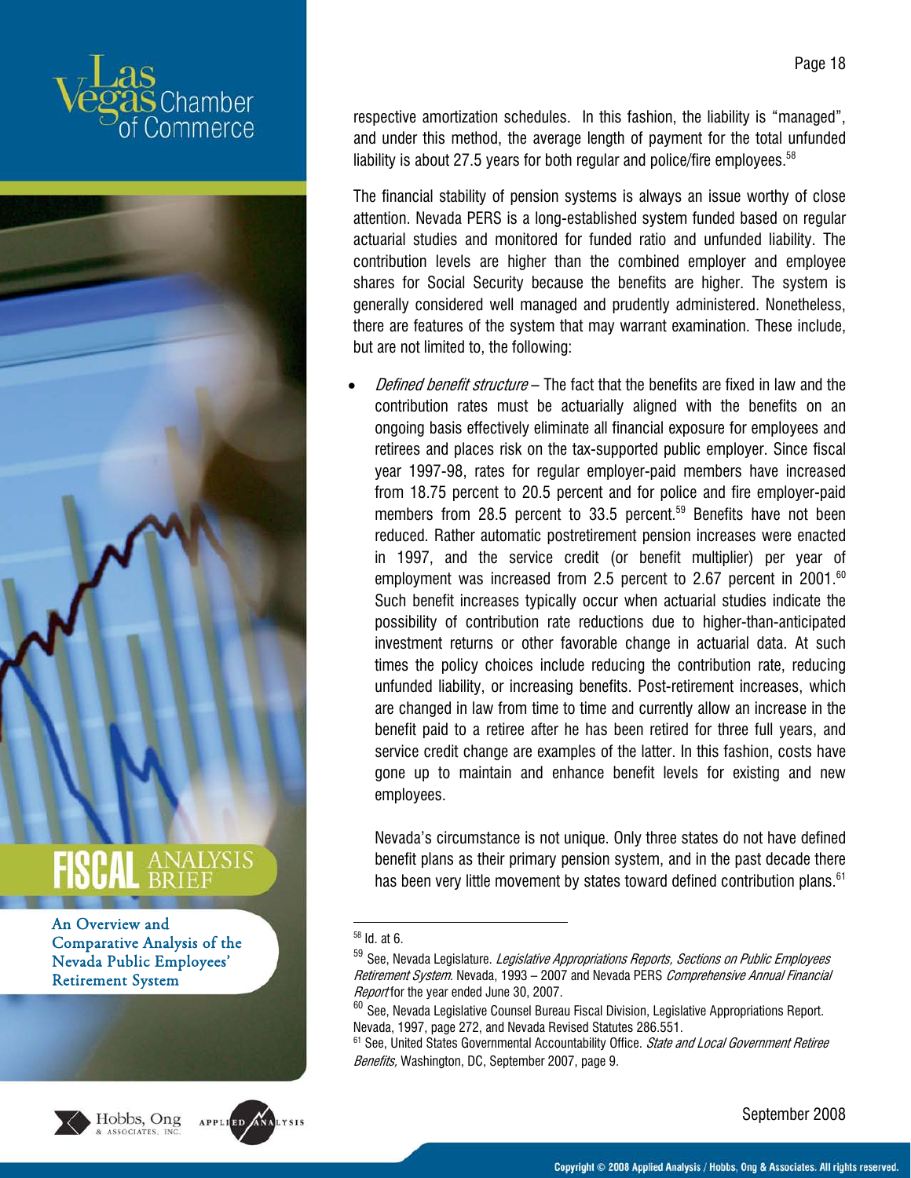respective amortization schedules. In this fashion, the liability is "managed", and under this method, the average length of payment for the total unfunded liability is about 27.5 years for both regular and police/fire employees.[58]

The financial stability of pension systems is always an issue worthy of close attention. Nevada PERS is a long-established system funded based on regular actuarial studies and monitored for funded ratio and unfunded liability. The contribution levels are higher than the combined employer and employee shares for Social Security because the benefits are higher. The system is generally considered well managed and prudently administered. Nonetheless, there are features of the system that may warrant examination. These include, but are not limited to, the following:

- *Defined benefit structure* – The fact that the benefits are fixed in law and the contribution rates must be actuarially aligned with the benefits on an ongoing basis effectively eliminate all financial exposure for employees and retirees and places risk on the tax-supported public employer. Since fiscal year 1997-98, rates for regular employer-paid members have increased from 18.75 percent to 20.5 percent and for police and fire employer-paid members from 28.5 percent to 33.5 percent.[59] Benefits have not been reduced. Rather automatic postretirement pension increases were enacted in 1997, and the service credit (or benefit multiplier) per year of employment was increased from 2.5 percent to 2.67 percent in 2001.[60] Such benefit increases typically occur when actuarial studies indicate the possibility of contribution rate reductions due to higher-than-anticipated investment returns or other favorable change in actuarial data. At such times the policy choices include reducing the contribution rate, reducing unfunded liability, or increasing benefits. Post-retirement increases, which are changed in law from time to time and currently allow an increase in the benefit paid to a retiree after he has been retired for three full years, and service credit change are examples of the latter. In this fashion, costs have gone up to maintain and enhance benefit levels for existing and new employees.

  Nevada's circumstance is not unique. Only three states do not have defined benefit plans as their primary pension system, and in the past decade there has been very little movement by states toward defined contribution plans.[61]

---

[58] Id. at 6.

[59] See, Nevada Legislature. *Legislative Appropriations Reports, Sections on Public Employees Retirement System*. Nevada, 1993 – 2007 and Nevada PERS *Comprehensive Annual Financial Report* for the year ended June 30, 2007.

[60] See, Nevada Legislative Counsel Bureau Fiscal Division, Legislative Appropriations Report. Nevada, 1997, page 272, and Nevada Revised Statutes 286.551.

[61] See, United States Governmental Accountability Office. *State and Local Government Retiree Benefits,* Washington, DC, September 2007, page 9.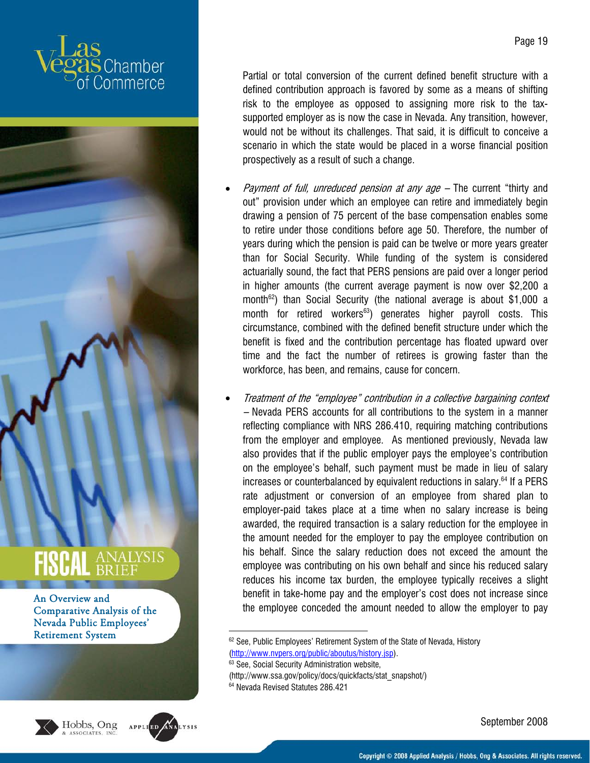Partial or total conversion of the current defined benefit structure with a defined contribution approach is favored by some as a means of shifting risk to the employee as opposed to assigning more risk to the tax-supported employer as is now the case in Nevada. Any transition, however, would not be without its challenges. That said, it is difficult to conceive a scenario in which the state would be placed in a worse financial position prospectively as a result of such a change.

- *Payment of full, unreduced pension at any age* – The current "thirty and out" provision under which an employee can retire and immediately begin drawing a pension of 75 percent of the base compensation enables some to retire under those conditions before age 50. Therefore, the number of years during which the pension is paid can be twelve or more years greater than for Social Security. While funding of the system is considered actuarially sound, the fact that PERS pensions are paid over a longer period in higher amounts (the current average payment is now over $2,200 a month[62]) than Social Security (the national average is about $1,000 a month for retired workers[63]) generates higher payroll costs. This circumstance, combined with the defined benefit structure under which the benefit is fixed and the contribution percentage has floated upward over time and the fact the number of retirees is growing faster than the workforce, has been, and remains, cause for concern.

- *Treatment of the "employee" contribution in a collective bargaining context* – Nevada PERS accounts for all contributions to the system in a manner reflecting compliance with NRS 286.410, requiring matching contributions from the employer and employee. As mentioned previously, Nevada law also provides that if the public employer pays the employee's contribution on the employee's behalf, such payment must be made in lieu of salary increases or counterbalanced by equivalent reductions in salary.[64] If a PERS rate adjustment or conversion of an employee from shared plan to employer-paid takes place at a time when no salary increase is being awarded, the required transaction is a salary reduction for the employee in the amount needed for the employer to pay the employee contribution on his behalf. Since the salary reduction does not exceed the amount the employee was contributing on his own behalf and since his reduced salary reduces his income tax burden, the employee typically receives a slight benefit in take-home pay and the employer's cost does not increase since the employee conceded the amount needed to allow the employer to pay

---

[62] See, Public Employees' Retirement System of the State of Nevada, History (http://www.nvpers.org/public/aboutus/history.jsp).

[63] See, Social Security Administration website, (http://www.ssa.gov/policy/docs/quickfacts/stat_snapshot/)

[64] Nevada Revised Statutes 286.421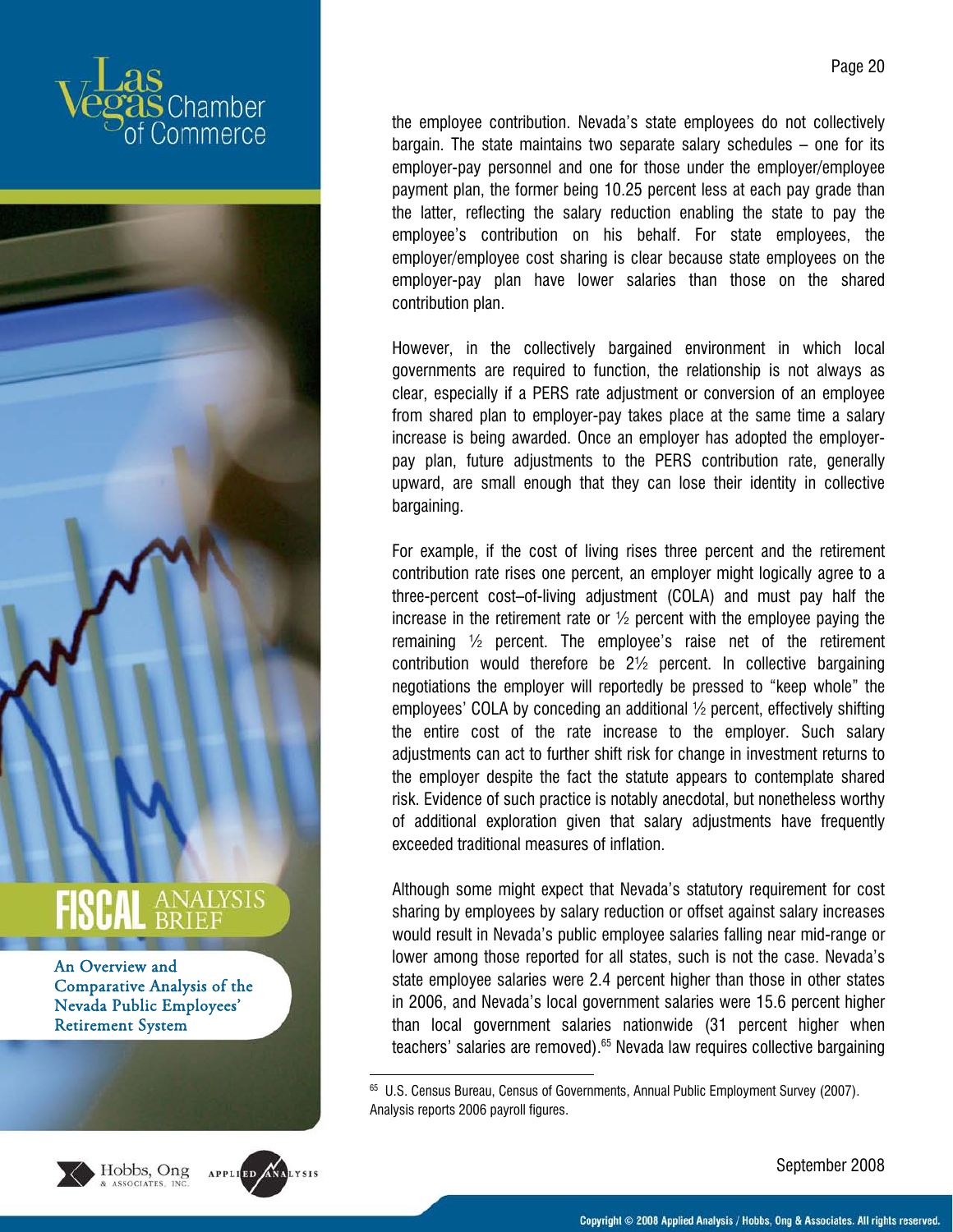the employee contribution. Nevada's state employees do not collectively bargain. The state maintains two separate salary schedules – one for its employer-pay personnel and one for those under the employer/employee payment plan, the former being 10.25 percent less at each pay grade than the latter, reflecting the salary reduction enabling the state to pay the employee's contribution on his behalf. For state employees, the employer/employee cost sharing is clear because state employees on the employer-pay plan have lower salaries than those on the shared contribution plan.

However, in the collectively bargained environment in which local governments are required to function, the relationship is not always as clear, especially if a PERS rate adjustment or conversion of an employee from shared plan to employer-pay takes place at the same time a salary increase is being awarded. Once an employer has adopted the employer-pay plan, future adjustments to the PERS contribution rate, generally upward, are small enough that they can lose their identity in collective bargaining.

For example, if the cost of living rises three percent and the retirement contribution rate rises one percent, an employer might logically agree to a three-percent cost–of-living adjustment (COLA) and must pay half the increase in the retirement rate or ½ percent with the employee paying the remaining ½ percent. The employee's raise net of the retirement contribution would therefore be 2½ percent. In collective bargaining negotiations the employer will reportedly be pressed to "keep whole" the employees' COLA by conceding an additional ½ percent, effectively shifting the entire cost of the rate increase to the employer. Such salary adjustments can act to further shift risk for change in investment returns to the employer despite the fact the statute appears to contemplate shared risk. Evidence of such practice is notably anecdotal, but nonetheless worthy of additional exploration given that salary adjustments have frequently exceeded traditional measures of inflation.

Although some might expect that Nevada's statutory requirement for cost sharing by employees by salary reduction or offset against salary increases would result in Nevada's public employee salaries falling near mid-range or lower among those reported for all states, such is not the case. Nevada's state employee salaries were 2.4 percent higher than those in other states in 2006, and Nevada's local government salaries were 15.6 percent higher than local government salaries nationwide (31 percent higher when teachers' salaries are removed).[65] Nevada law requires collective bargaining

[65] U.S. Census Bureau, Census of Governments, Annual Public Employment Survey (2007). Analysis reports 2006 payroll figures.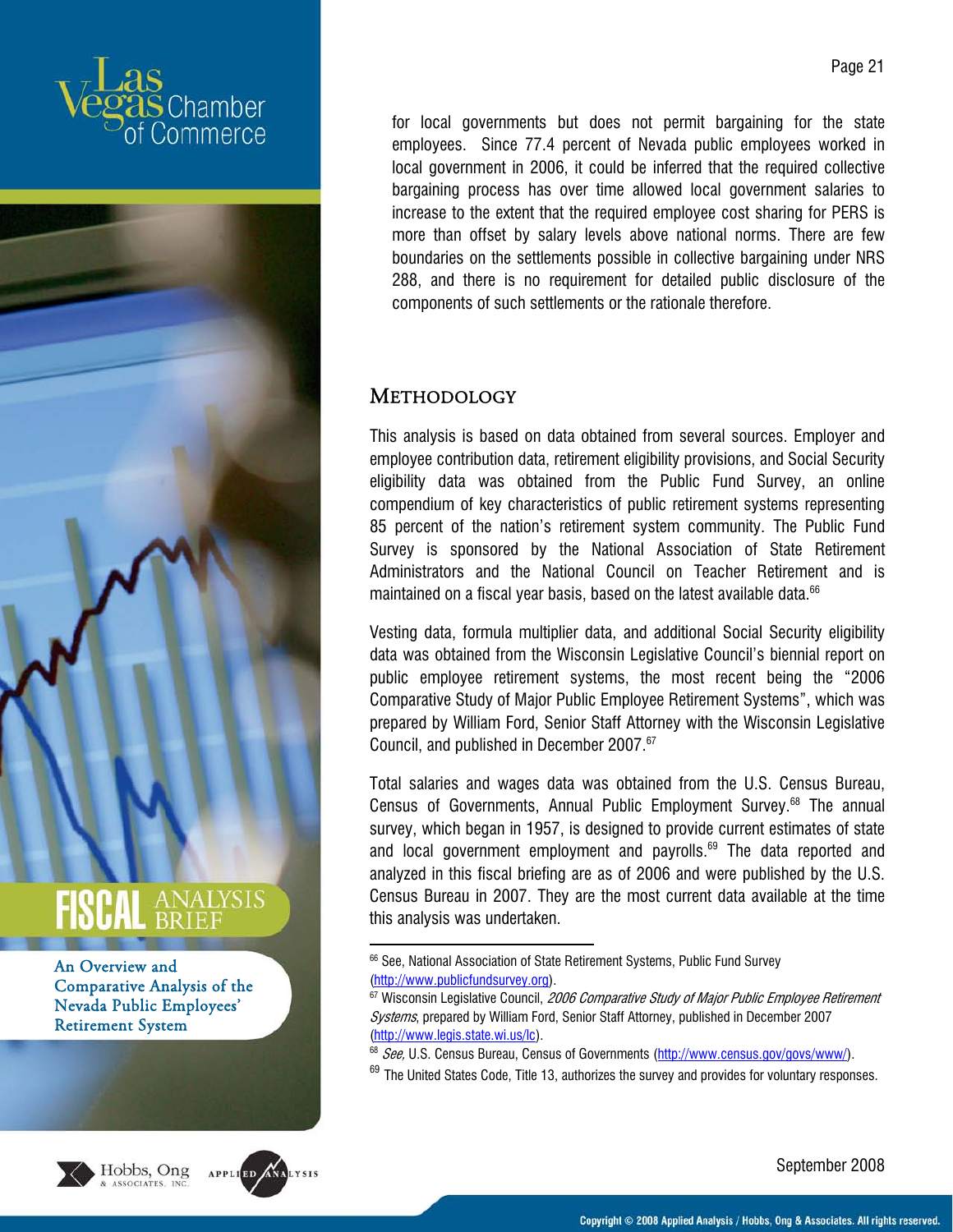for local governments but does not permit bargaining for the state employees. Since 77.4 percent of Nevada public employees worked in local government in 2006, it could be inferred that the required collective bargaining process has over time allowed local government salaries to increase to the extent that the required employee cost sharing for PERS is more than offset by salary levels above national norms. There are few boundaries on the settlements possible in collective bargaining under NRS 288, and there is no requirement for detailed public disclosure of the components of such settlements or the rationale therefore.

## Methodology

This analysis is based on data obtained from several sources. Employer and employee contribution data, retirement eligibility provisions, and Social Security eligibility data was obtained from the Public Fund Survey, an online compendium of key characteristics of public retirement systems representing 85 percent of the nation's retirement system community. The Public Fund Survey is sponsored by the National Association of State Retirement Administrators and the National Council on Teacher Retirement and is maintained on a fiscal year basis, based on the latest available data.[66]

Vesting data, formula multiplier data, and additional Social Security eligibility data was obtained from the Wisconsin Legislative Council's biennial report on public employee retirement systems, the most recent being the "2006 Comparative Study of Major Public Employee Retirement Systems", which was prepared by William Ford, Senior Staff Attorney with the Wisconsin Legislative Council, and published in December 2007.[67]

Total salaries and wages data was obtained from the U.S. Census Bureau, Census of Governments, Annual Public Employment Survey.[68] The annual survey, which began in 1957, is designed to provide current estimates of state and local government employment and payrolls.[69] The data reported and analyzed in this fiscal briefing are as of 2006 and were published by the U.S. Census Bureau in 2007. They are the most current data available at the time this analysis was undertaken.

---

[66] See, National Association of State Retirement Systems, Public Fund Survey (http://www.publicfundsurvey.org).

[67] Wisconsin Legislative Council, *2006 Comparative Study of Major Public Employee Retirement Systems*, prepared by William Ford, Senior Staff Attorney, published in December 2007 (http://www.legis.state.wi.us/lc).

[68] *See*, U.S. Census Bureau, Census of Governments (http://www.census.gov/govs/www/).

[69] The United States Code, Title 13, authorizes the survey and provides for voluntary responses.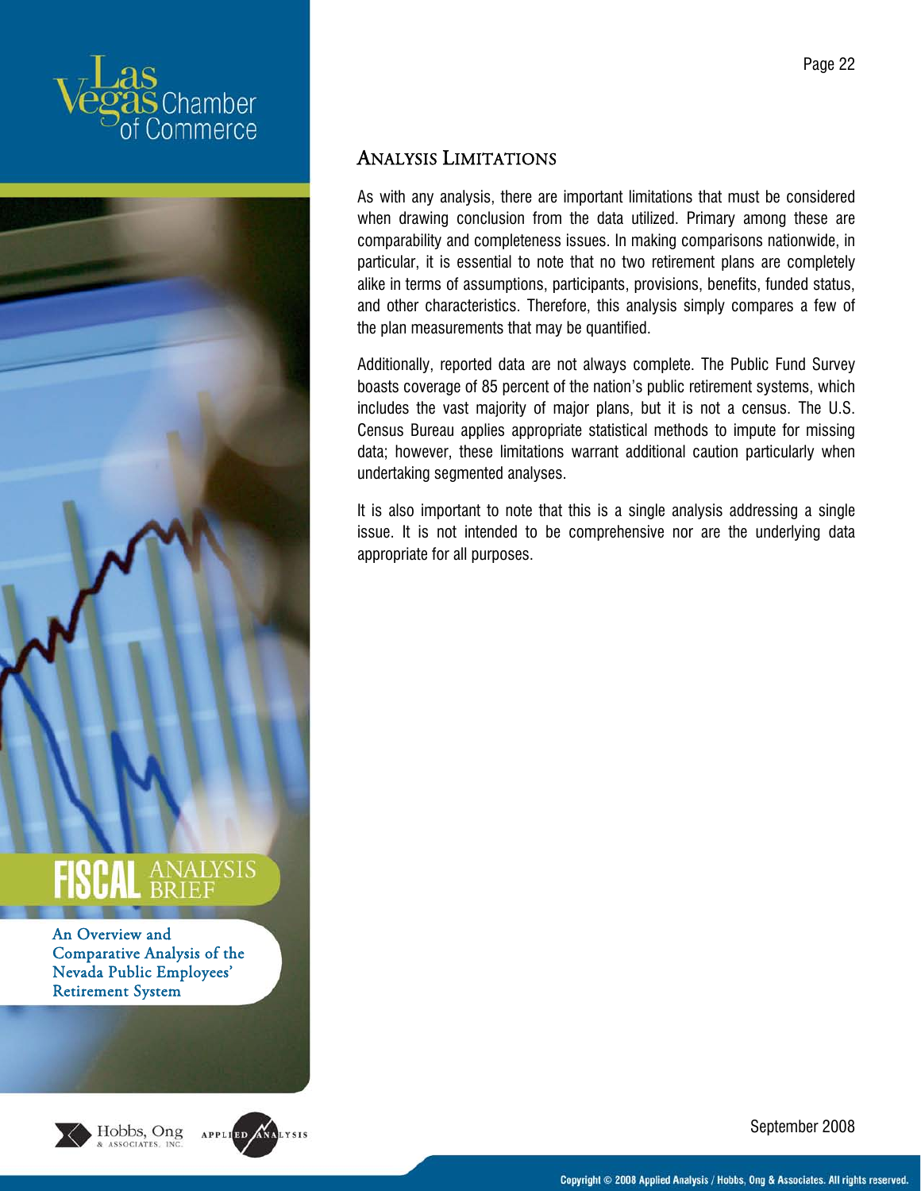## Analysis Limitations

As with any analysis, there are important limitations that must be considered when drawing conclusion from the data utilized. Primary among these are comparability and completeness issues. In making comparisons nationwide, in particular, it is essential to note that no two retirement plans are completely alike in terms of assumptions, participants, provisions, benefits, funded status, and other characteristics. Therefore, this analysis simply compares a few of the plan measurements that may be quantified.

Additionally, reported data are not always complete. The Public Fund Survey boasts coverage of 85 percent of the nation's public retirement systems, which includes the vast majority of major plans, but it is not a census. The U.S. Census Bureau applies appropriate statistical methods to impute for missing data; however, these limitations warrant additional caution particularly when undertaking segmented analyses.

It is also important to note that this is a single analysis addressing a single issue. It is not intended to be comprehensive nor are the underlying data appropriate for all purposes.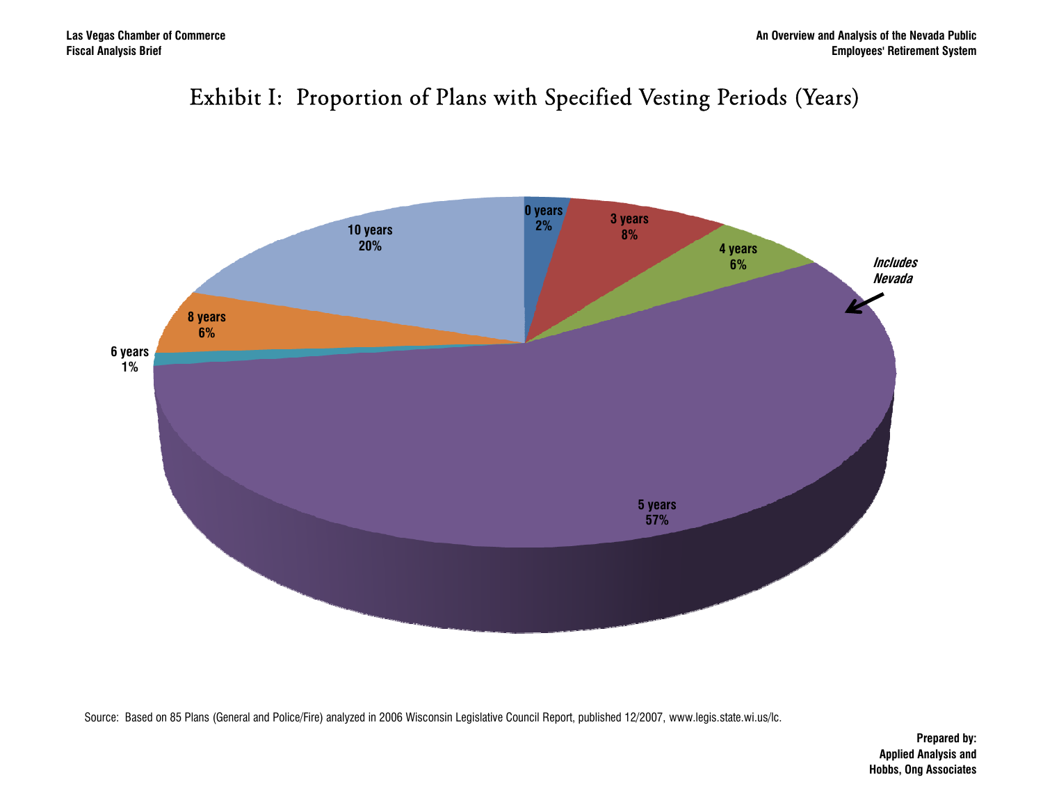# Exhibit I: Proportion of Plans with Specified Vesting Periods (Years)

| Vesting Period | Proportion |
| --- | --- |
| 0 years | 2% |
| 3 years | 8% |
| 4 years | 6% |
| 5 years | 57% |
| 6 years | 1% |
| 8 years | 6% |
| 10 years | 20% |

*Includes Nevada* (5 years)

Source: Based on 85 Plans (General and Police/Fire) analyzed in 2006 Wisconsin Legislative Council Report, published 12/2007, www.legis.state.wi.us/lc.

**Prepared by:**
**Applied Analysis and**
**Hobbs, Ong Associates**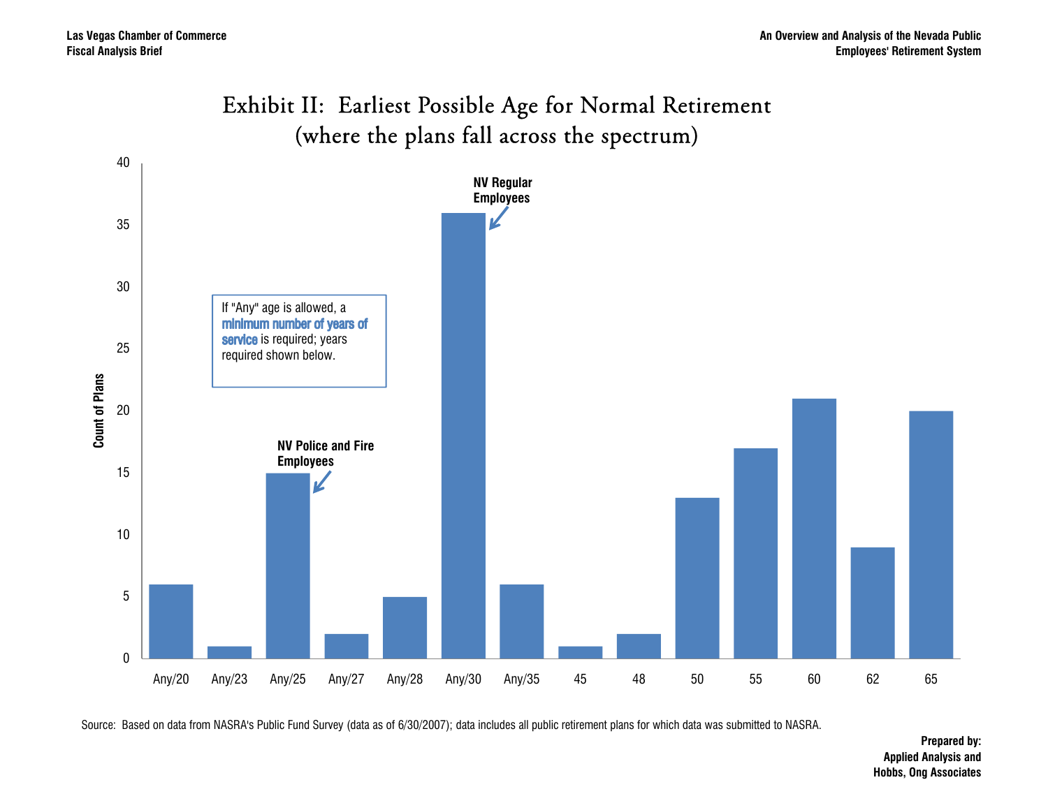# Exhibit II: Earliest Possible Age for Normal Retirement (where the plans fall across the spectrum)

If "Any" age is allowed, a **minimum number of years of service** is required; years required shown below.

| Earliest Possible Age | Count of Plans |
|---|---|
| Any/20 | 6 |
| Any/23 | 1 |
| Any/25 (NV Police and Fire Employees) | 15 |
| Any/27 | 2 |
| Any/28 | 5 |
| Any/30 (NV Regular Employees) | 36 |
| Any/35 | 6 |
| 45 | 1 |
| 48 | 2 |
| 50 | 13 |
| 55 | 17 |
| 60 | 21 |
| 62 | 9 |
| 65 | 20 |

Source: Based on data from NASRA's Public Fund Survey (data as of 6/30/2007); data includes all public retirement plans for which data was submitted to NASRA.

**Prepared by:**
**Applied Analysis and**
**Hobbs, Ong Associates**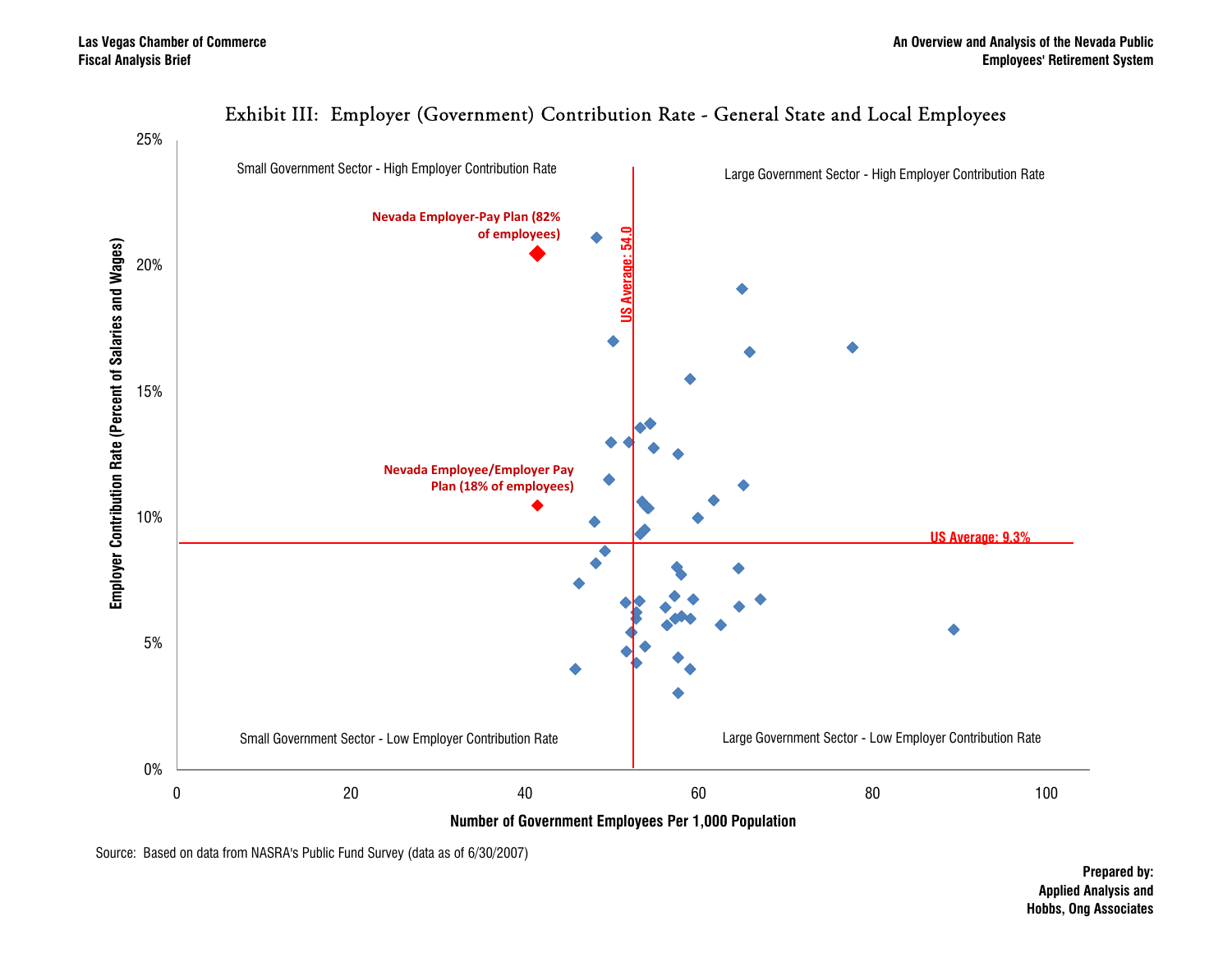### Exhibit III: Employer (Government) Contribution Rate - General State and Local Employees

Small Government Sector - High Employer Contribution Rate

Large Government Sector - High Employer Contribution Rate

Nevada Employer-Pay Plan (82% of employees)

US Average: 54.0

Nevada Employee/Employer Pay Plan (18% of employees)

US Average: 9.3%

Small Government Sector - Low Employer Contribution Rate

Large Government Sector - Low Employer Contribution Rate

Employer Contribution Rate (Percent of Salaries and Wages)

Number of Government Employees Per 1,000 Population

Source: Based on data from NASRA's Public Fund Survey (data as of 6/30/2007)

**Prepared by:**
**Applied Analysis and**
**Hobbs, Ong Associates**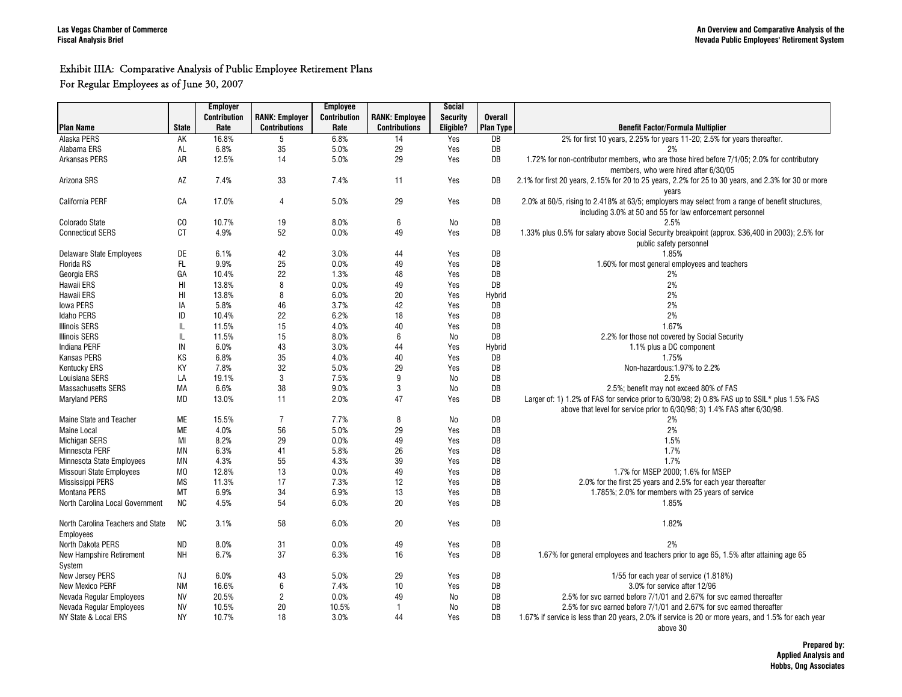## Exhibit IIIA: Comparative Analysis of Public Employee Retirement Plans
## For Regular Employees as of June 30, 2007

| Plan Name | State | Employer Contribution Rate | RANK: Employer Contributions | Employee Contribution Rate | RANK: Employee Contributions | Social Security Eligible? | Overall Plan Type | Benefit Factor/Formula Multiplier |
|---|---|---|---|---|---|---|---|---|
| Alaska PERS | AK | 16.8% | 5 | 6.8% | 14 | Yes | DB | 2% for first 10 years, 2.25% for years 11-20; 2.5% for years thereafter. |
| Alabama ERS | AL | 6.8% | 35 | 5.0% | 29 | Yes | DB | 2% |
| Arkansas PERS | AR | 12.5% | 14 | 5.0% | 29 | Yes | DB | 1.72% for non-contributor members, who are those hired before 7/1/05; 2.0% for contributory members, who were hired after 6/30/05 |
| Arizona SRS | AZ | 7.4% | 33 | 7.4% | 11 | Yes | DB | 2.1% for first 20 years, 2.15% for 20 to 25 years, 2.2% for 25 to 30 years, and 2.3% for 30 or more years |
| California PERF | CA | 17.0% | 4 | 5.0% | 29 | Yes | DB | 2.0% at 60/5, rising to 2.418% at 63/5; employers may select from a range of benefit structures, including 3.0% at 50 and 55 for law enforcement personnel |
| Colorado State | CO | 10.7% | 19 | 8.0% | 6 | No | DB | 2.5% |
| Connecticut SERS | CT | 4.9% | 52 | 0.0% | 49 | Yes | DB | 1.33% plus 0.5% for salary above Social Security breakpoint (approx. $36,400 in 2003); 2.5% for public safety personnel |
| Delaware State Employees | DE | 6.1% | 42 | 3.0% | 44 | Yes | DB | 1.85% |
| Florida RS | FL | 9.9% | 25 | 0.0% | 49 | Yes | DB | 1.60% for most general employees and teachers |
| Georgia ERS | GA | 10.4% | 22 | 1.3% | 48 | Yes | DB | 2% |
| Hawaii ERS | HI | 13.8% | 8 | 0.0% | 49 | Yes | DB | 2% |
| Hawaii ERS | HI | 13.8% | 8 | 6.0% | 20 | Yes | Hybrid | 2% |
| Iowa PERS | IA | 5.8% | 46 | 3.7% | 42 | Yes | DB | 2% |
| Idaho PERS | ID | 10.4% | 22 | 6.2% | 18 | Yes | DB | 2% |
| Illinois SERS | IL | 11.5% | 15 | 4.0% | 40 | Yes | DB | 1.67% |
| Illinois SERS | IL | 11.5% | 15 | 8.0% | 6 | No | DB | 2.2% for those not covered by Social Security |
| Indiana PERF | IN | 6.0% | 43 | 3.0% | 44 | Yes | Hybrid | 1.1% plus a DC component |
| Kansas PERS | KS | 6.8% | 35 | 4.0% | 40 | Yes | DB | 1.75% |
| Kentucky ERS | KY | 7.8% | 32 | 5.0% | 29 | Yes | DB | Non-hazardous:1.97% to 2.2% |
| Louisiana SERS | LA | 19.1% | 3 | 7.5% | 9 | No | DB | 2.5% |
| Massachusetts SERS | MA | 6.6% | 38 | 9.0% | 3 | No | DB | 2.5%; benefit may not exceed 80% of FAS |
| Maryland PERS | MD | 13.0% | 11 | 2.0% | 47 | Yes | DB | Larger of: 1) 1.2% of FAS for service prior to 6/30/98; 2) 0.8% FAS up to SSIL* plus 1.5% FAS above that level for service prior to 6/30/98; 3) 1.4% FAS after 6/30/98. |
| Maine State and Teacher | ME | 15.5% | 7 | 7.7% | 8 | No | DB | 2% |
| Maine Local | ME | 4.0% | 56 | 5.0% | 29 | Yes | DB | 2% |
| Michigan SERS | MI | 8.2% | 29 | 0.0% | 49 | Yes | DB | 1.5% |
| Minnesota PERF | MN | 6.3% | 41 | 5.8% | 26 | Yes | DB | 1.7% |
| Minnesota State Employees | MN | 4.3% | 55 | 4.3% | 39 | Yes | DB | 1.7% |
| Missouri State Employees | MO | 12.8% | 13 | 0.0% | 49 | Yes | DB | 1.7% for MSEP 2000; 1.6% for MSEP |
| Mississippi PERS | MS | 11.3% | 17 | 7.3% | 12 | Yes | DB | 2.0% for the first 25 years and 2.5% for each year thereafter |
| Montana PERS | MT | 6.9% | 34 | 6.9% | 13 | Yes | DB | 1.785%; 2.0% for members with 25 years of service |
| North Carolina Local Government | NC | 4.5% | 54 | 6.0% | 20 | Yes | DB | 1.85% |
| North Carolina Teachers and State Employees | NC | 3.1% | 58 | 6.0% | 20 | Yes | DB | 1.82% |
| North Dakota PERS | ND | 8.0% | 31 | 0.0% | 49 | Yes | DB | 2% |
| New Hampshire Retirement System | NH | 6.7% | 37 | 6.3% | 16 | Yes | DB | 1.67% for general employees and teachers prior to age 65, 1.5% after attaining age 65 |
| New Jersey PERS | NJ | 6.0% | 43 | 5.0% | 29 | Yes | DB | 1/55 for each year of service (1.818%) |
| New Mexico PERF | NM | 16.6% | 6 | 7.4% | 10 | Yes | DB | 3.0% for service after 12/96 |
| Nevada Regular Employees | NV | 20.5% | 2 | 0.0% | 49 | No | DB | 2.5% for svc earned before 7/1/01 and 2.67% for svc earned thereafter |
| Nevada Regular Employees | NV | 10.5% | 20 | 10.5% | 1 | No | DB | 2.5% for svc earned before 7/1/01 and 2.67% for svc earned thereafter |
| NY State & Local ERS | NY | 10.7% | 18 | 3.0% | 44 | Yes | DB | 1.67% if service is less than 20 years, 2.0% if service is 20 or more years, and 1.5% for each year above 30 |

**Prepared by: Applied Analysis and Hobbs, Ong Associates**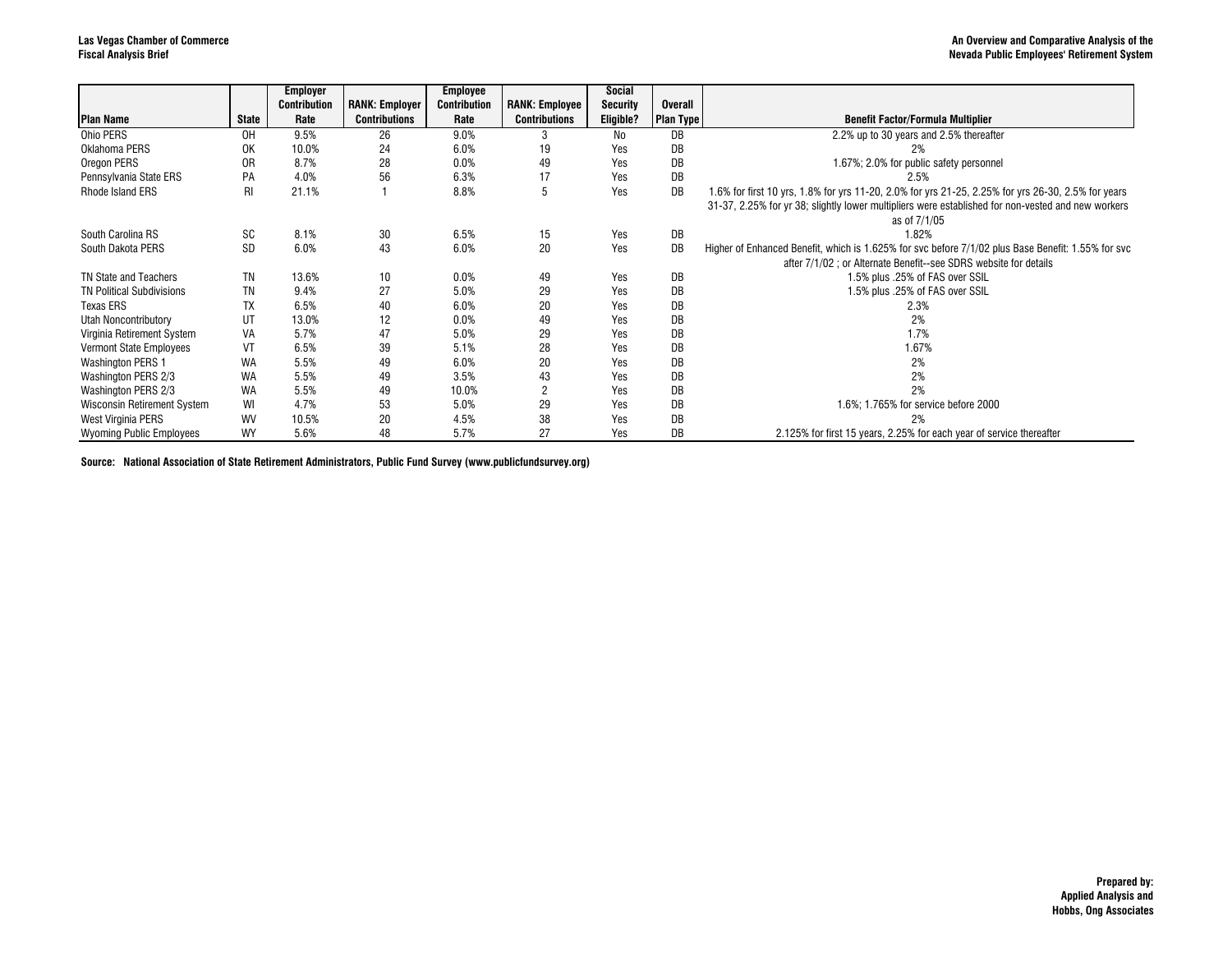| Plan Name | State | Employer Contribution Rate | RANK: Employer Contributions | Employee Contribution Rate | RANK: Employee Contributions | Social Security Eligible? | Overall Plan Type | Benefit Factor/Formula Multiplier |
|---|---|---|---|---|---|---|---|---|
| Ohio PERS | OH | 9.5% | 26 | 9.0% | 3 | No | DB | 2.2% up to 30 years and 2.5% thereafter |
| Oklahoma PERS | OK | 10.0% | 24 | 6.0% | 19 | Yes | DB | 2% |
| Oregon PERS | OR | 8.7% | 28 | 0.0% | 49 | Yes | DB | 1.67%; 2.0% for public safety personnel |
| Pennsylvania State ERS | PA | 4.0% | 56 | 6.3% | 17 | Yes | DB | 2.5% |
| Rhode Island ERS | RI | 21.1% | 1 | 8.8% | 5 | Yes | DB | 1.6% for first 10 yrs, 1.8% for yrs 11-20, 2.0% for yrs 21-25, 2.25% for yrs 26-30, 2.5% for years 31-37, 2.25% for yr 38; slightly lower multipliers were established for non-vested and new workers as of 7/1/05 |
| South Carolina RS | SC | 8.1% | 30 | 6.5% | 15 | Yes | DB | 1.82% |
| South Dakota PERS | SD | 6.0% | 43 | 6.0% | 20 | Yes | DB | Higher of Enhanced Benefit, which is 1.625% for svc before 7/1/02 plus Base Benefit: 1.55% for svc after 7/1/02 ; or Alternate Benefit--see SDRS website for details |
| TN State and Teachers | TN | 13.6% | 10 | 0.0% | 49 | Yes | DB | 1.5% plus .25% of FAS over SSIL |
| TN Political Subdivisions | TN | 9.4% | 27 | 5.0% | 29 | Yes | DB | 1.5% plus .25% of FAS over SSIL |
| Texas ERS | TX | 6.5% | 40 | 6.0% | 20 | Yes | DB | 2.3% |
| Utah Noncontributory | UT | 13.0% | 12 | 0.0% | 49 | Yes | DB | 2% |
| Virginia Retirement System | VA | 5.7% | 47 | 5.0% | 29 | Yes | DB | 1.7% |
| Vermont State Employees | VT | 6.5% | 39 | 5.1% | 28 | Yes | DB | 1.67% |
| Washington PERS 1 | WA | 5.5% | 49 | 6.0% | 20 | Yes | DB | 2% |
| Washington PERS 2/3 | WA | 5.5% | 49 | 3.5% | 43 | Yes | DB | 2% |
| Washington PERS 2/3 | WA | 5.5% | 49 | 10.0% | 2 | Yes | DB | 2% |
| Wisconsin Retirement System | WI | 4.7% | 53 | 5.0% | 29 | Yes | DB | 1.6%; 1.765% for service before 2000 |
| West Virginia PERS | WV | 10.5% | 20 | 4.5% | 38 | Yes | DB | 2% |
| Wyoming Public Employees | WY | 5.6% | 48 | 5.7% | 27 | Yes | DB | 2.125% for first 15 years, 2.25% for each year of service thereafter |

**Source: National Association of State Retirement Administrators, Public Fund Survey (www.publicfundsurvey.org)**

**Prepared by:**
**Applied Analysis and**
**Hobbs, Ong Associates**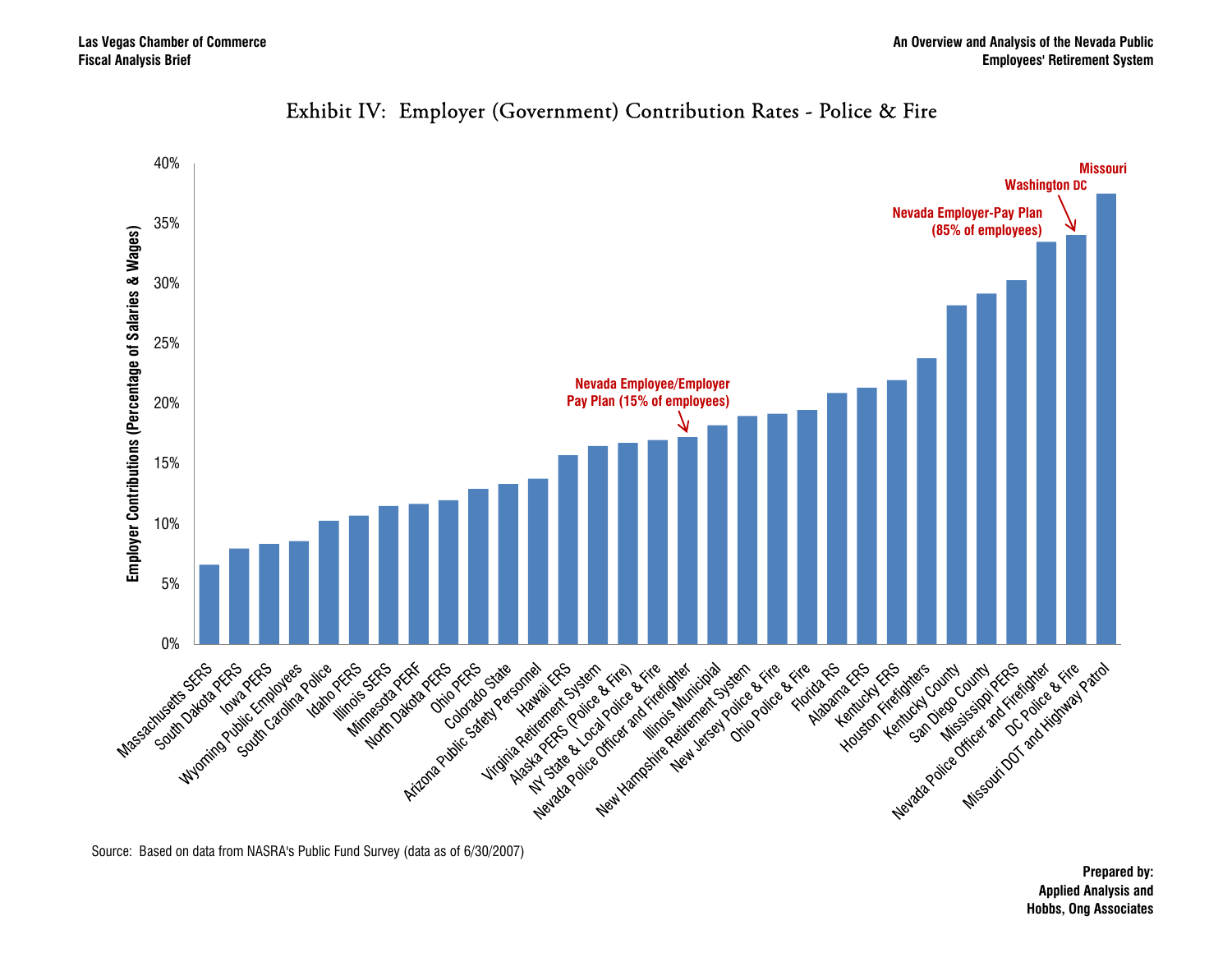## Exhibit IV: Employer (Government) Contribution Rates - Police & Fire

Employer Contributions (Percentage of Salaries & Wages)

40%, 35%, 30%, 25%, 20%, 15%, 10%, 5%, 0%

Massachusetts SERS, South Dakota PERS, Iowa PERS, Wyoming Public Employees, South Carolina Police, Idaho PERS, Illinois SERS, Minnesota PERF, North Dakota PERS, Ohio PERS, Colorado State, Arizona Public Safety Personnel, Hawaii ERS, Virginia Retirement System, Alaska PERS (Police & Fire), NY State & Local Police & Fire, Nevada Police Officer and Firefighter, Illinois Municipal, New Hampshire Retirement System, New Jersey Police & Fire, Ohio Police & Fire, Florida RS, Alabama ERS, Kentucky ERS, Houston Firefighters, Kentucky County, San Diego County, Mississippi PERS, Nevada Police Officer and Firefighter, DC Police & Fire, Missouri DOT and Highway Patrol

Nevada Employee/Employer Pay Plan (15% of employees)

Nevada Employer-Pay Plan (85% of employees)

Washington DC

Missouri

Source: Based on data from NASRA's Public Fund Survey (data as of 6/30/2007)

**Prepared by:**
**Applied Analysis and**
**Hobbs, Ong Associates**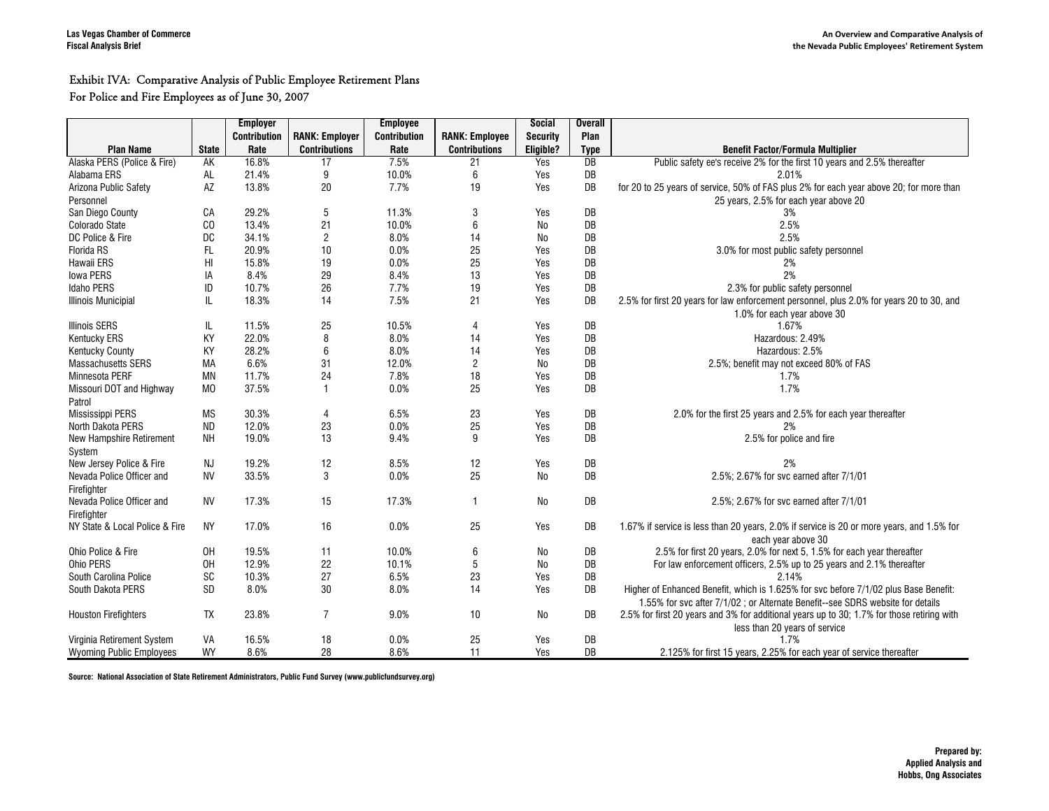# Exhibit IVA: Comparative Analysis of Public Employee Retirement Plans For Police and Fire Employees as of June 30, 2007

| Plan Name | State | Employer Contribution Rate | RANK: Employer Contributions | Employee Contribution Rate | RANK: Employee Contributions | Social Security Eligible? | Overall Plan Type | Benefit Factor/Formula Multiplier |
|---|---|---|---|---|---|---|---|---|
| Alaska PERS (Police & Fire) | AK | 16.8% | 17 | 7.5% | 21 | Yes | DB | Public safety ee's receive 2% for the first 10 years and 2.5% thereafter |
| Alabama ERS | AL | 21.4% | 9 | 10.0% | 6 | Yes | DB | 2.01% |
| Arizona Public Safety Personnel | AZ | 13.8% | 20 | 7.7% | 19 | Yes | DB | for 20 to 25 years of service, 50% of FAS plus 2% for each year above 20; for more than 25 years, 2.5% for each year above 20 |
| San Diego County | CA | 29.2% | 5 | 11.3% | 3 | Yes | DB | 3% |
| Colorado State | CO | 13.4% | 21 | 10.0% | 6 | No | DB | 2.5% |
| DC Police & Fire | DC | 34.1% | 2 | 8.0% | 14 | No | DB | 2.5% |
| Florida RS | FL | 20.9% | 10 | 0.0% | 25 | Yes | DB | 3.0% for most public safety personnel |
| Hawaii ERS | HI | 15.8% | 19 | 0.0% | 25 | Yes | DB | 2% |
| Iowa PERS | IA | 8.4% | 29 | 8.4% | 13 | Yes | DB | 2% |
| Idaho PERS | ID | 10.7% | 26 | 7.7% | 19 | Yes | DB | 2.3% for public safety personnel |
| Illinois Municipal | IL | 18.3% | 14 | 7.5% | 21 | Yes | DB | 2.5% for first 20 years for law enforcement personnel, plus 2.0% for years 20 to 30, and 1.0% for each year above 30 |
| Illinois SERS | IL | 11.5% | 25 | 10.5% | 4 | Yes | DB | 1.67% |
| Kentucky ERS | KY | 22.0% | 8 | 8.0% | 14 | Yes | DB | Hazardous: 2.49% |
| Kentucky County | KY | 28.2% | 6 | 8.0% | 14 | Yes | DB | Hazardous: 2.5% |
| Massachusetts SERS | MA | 6.6% | 31 | 12.0% | 2 | No | DB | 2.5%; benefit may not exceed 80% of FAS |
| Minnesota PERF | MN | 11.7% | 24 | 7.8% | 18 | Yes | DB | 1.7% |
| Missouri DOT and Highway Patrol | MO | 37.5% | 1 | 0.0% | 25 | Yes | DB | 1.7% |
| Mississippi PERS | MS | 30.3% | 4 | 6.5% | 23 | Yes | DB | 2.0% for the first 25 years and 2.5% for each year thereafter |
| North Dakota PERS | ND | 12.0% | 23 | 0.0% | 25 | Yes | DB | 2% |
| New Hampshire Retirement System | NH | 19.0% | 13 | 9.4% | 9 | Yes | DB | 2.5% for police and fire |
| New Jersey Police & Fire | NJ | 19.2% | 12 | 8.5% | 12 | Yes | DB | 2% |
| Nevada Police Officer and Firefighter | NV | 33.5% | 3 | 0.0% | 25 | No | DB | 2.5%; 2.67% for svc earned after 7/1/01 |
| Nevada Police Officer and Firefighter | NV | 17.3% | 15 | 17.3% | 1 | No | DB | 2.5%; 2.67% for svc earned after 7/1/01 |
| NY State & Local Police & Fire | NY | 17.0% | 16 | 0.0% | 25 | Yes | DB | 1.67% if service is less than 20 years, 2.0% if service is 20 or more years, and 1.5% for each year above 30 |
| Ohio Police & Fire | OH | 19.5% | 11 | 10.0% | 6 | No | DB | 2.5% for first 20 years, 2.0% for next 5, 1.5% for each year thereafter |
| Ohio PERS | OH | 12.9% | 22 | 10.1% | 5 | No | DB | For law enforcement officers, 2.5% up to 25 years and 2.1% thereafter |
| South Carolina Police | SC | 10.3% | 27 | 6.5% | 23 | Yes | DB | 2.14% |
| South Dakota PERS | SD | 8.0% | 30 | 8.0% | 14 | Yes | DB | Higher of Enhanced Benefit, which is 1.625% for svc before 7/1/02 plus Base Benefit: 1.55% for svc after 7/1/02 ; or Alternate Benefit--see SDRS website for details |
| Houston Firefighters | TX | 23.8% | 7 | 9.0% | 10 | No | DB | 2.5% for first 20 years and 3% for additional years up to 30; 1.7% for those retiring with less than 20 years of service |
| Virginia Retirement System | VA | 16.5% | 18 | 0.0% | 25 | Yes | DB | 1.7% |
| Wyoming Public Employees | WY | 8.6% | 28 | 8.6% | 11 | Yes | DB | 2.125% for first 15 years, 2.25% for each year of service thereafter |

**Source: National Association of State Retirement Administrators, Public Fund Survey (www.publicfundsurvey.org)**

**Prepared by: Applied Analysis and Hobbs, Ong Associates**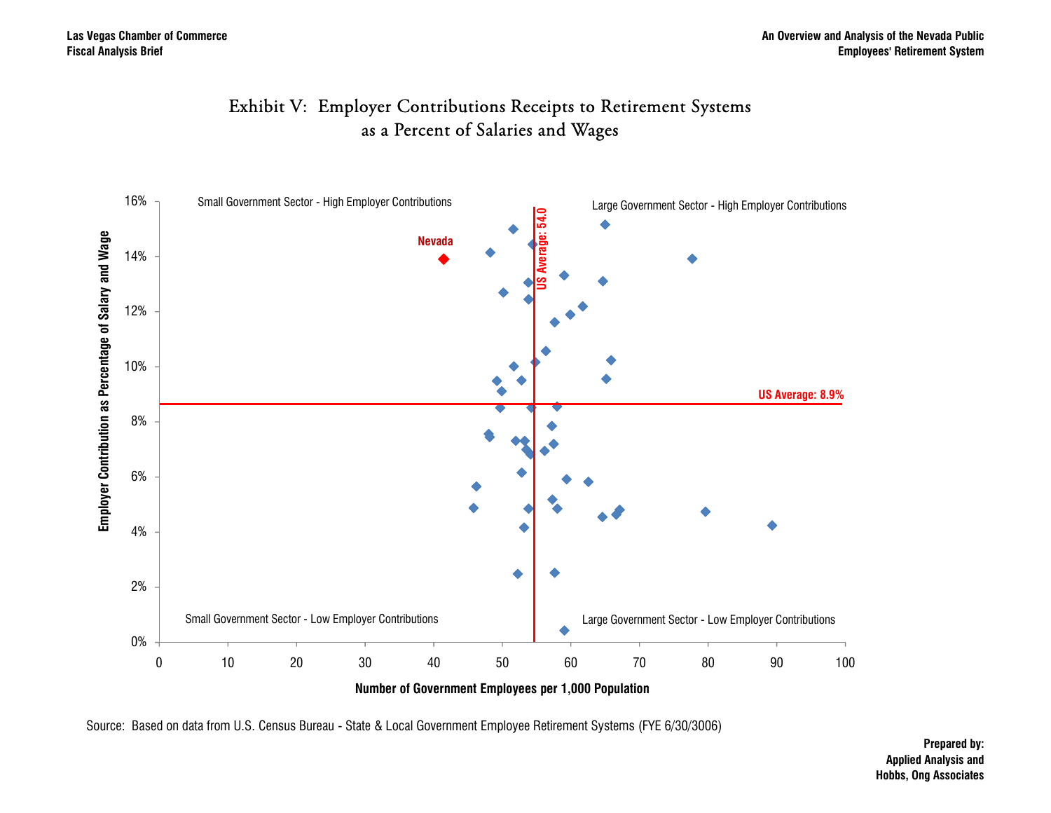# Exhibit V: Employer Contributions Receipts to Retirement Systems as a Percent of Salaries and Wages

Small Government Sector - High Employer Contributions

Large Government Sector - High Employer Contributions

Small Government Sector - Low Employer Contributions

Large Government Sector - Low Employer Contributions

Nevada

US Average: 54.0

US Average: 8.9%

Employer Contribution as Percentage of Salary and Wage

Number of Government Employees per 1,000 Population

Source: Based on data from U.S. Census Bureau - State & Local Government Employee Retirement Systems (FYE 6/30/3006)

**Prepared by:**
**Applied Analysis and**
**Hobbs, Ong Associates**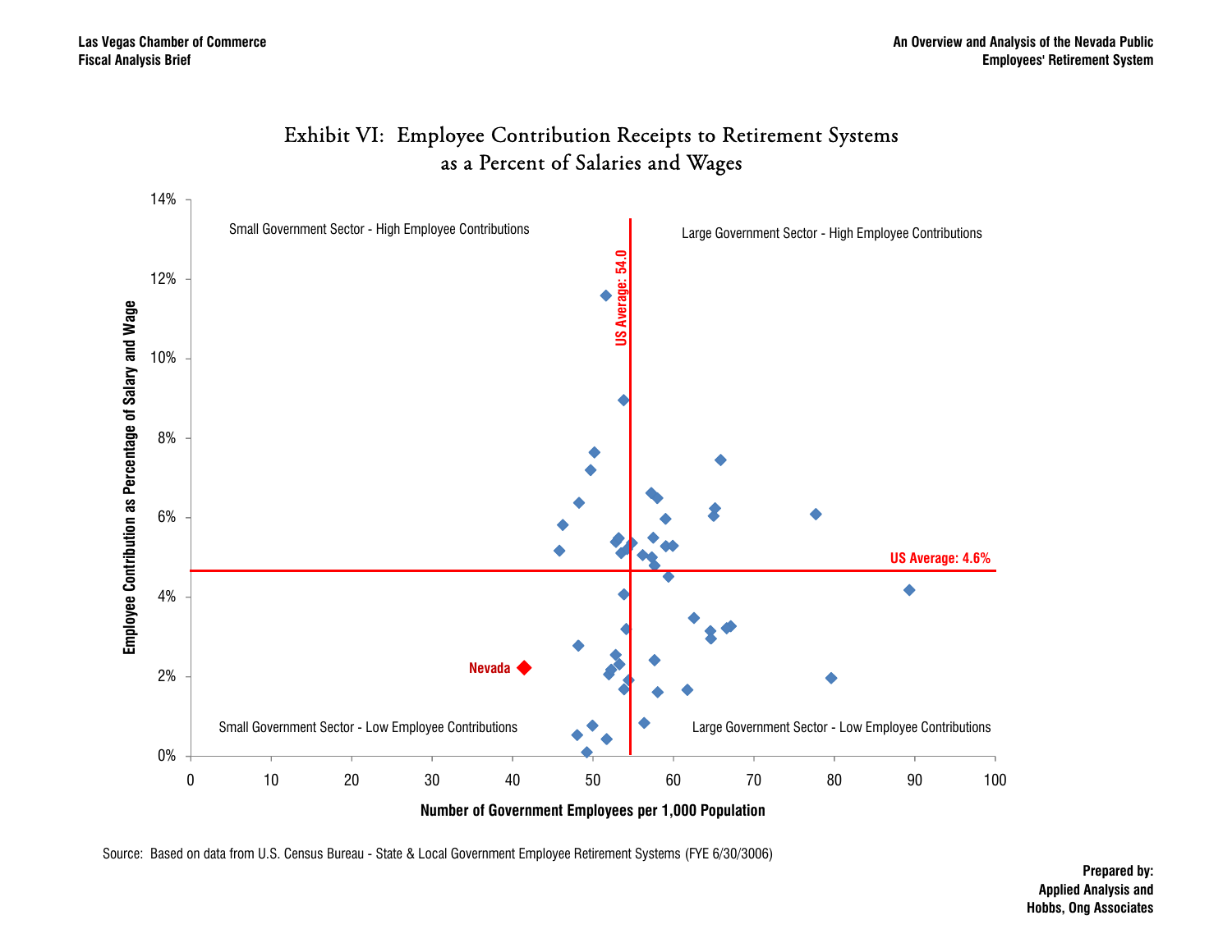## Exhibit VI: Employee Contribution Receipts to Retirement Systems as a Percent of Salaries and Wages

Small Government Sector - High Employee Contributions

Large Government Sector - High Employee Contributions

Small Government Sector - Low Employee Contributions

Large Government Sector - Low Employee Contributions

US Average: 54.0

US Average: 4.6%

Nevada

Employee Contribution as Percentage of Salary and Wage

Number of Government Employees per 1,000 Population

Source: Based on data from U.S. Census Bureau - State & Local Government Employee Retirement Systems (FYE 6/30/3006)

**Prepared by:**
**Applied Analysis and**
**Hobbs, Ong Associates**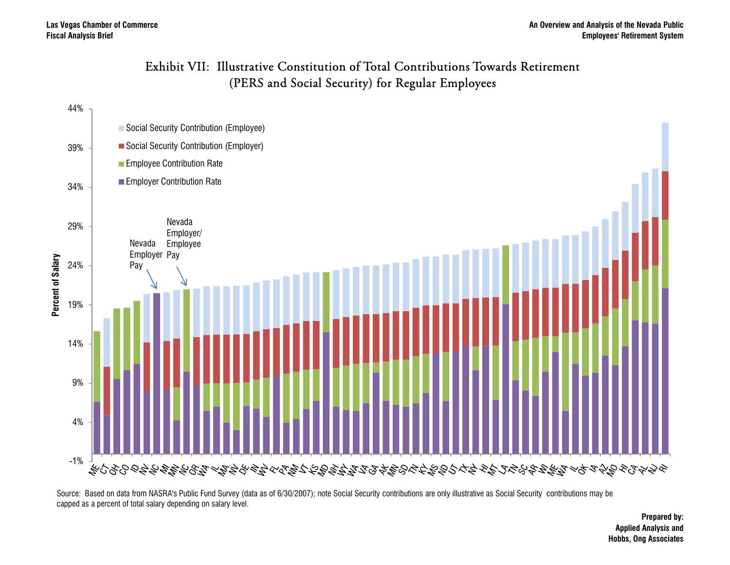# Exhibit VII: Illustrative Constitution of Total Contributions Towards Retirement (PERS and Social Security) for Regular Employees

Percent of Salary

- Social Security Contribution (Employee)
- Social Security Contribution (Employer)
- Employee Contribution Rate
- Employer Contribution Rate

Nevada Employer Pay

Nevada Employer/ Employee Pay

ME CT OH CO ID NV NC MI MN NC OR WA IL MA NV DE IN WV FL PA NM VT KS MD NH WY WA VA GA AK MN SD TN KY MS ND UT TX NY HI MT LA TN SC AR WI ME WA IL OK IA AZ MO HI CA AL NJ RI

Source: Based on data from NASRA's Public Fund Survey (data as of 6/30/2007); note Social Security contributions are only illustrative as Social Security contributions may be capped as a percent of total salary depending on salary level.

**Prepared by:**
**Applied Analysis and**
**Hobbs, Ong Associates**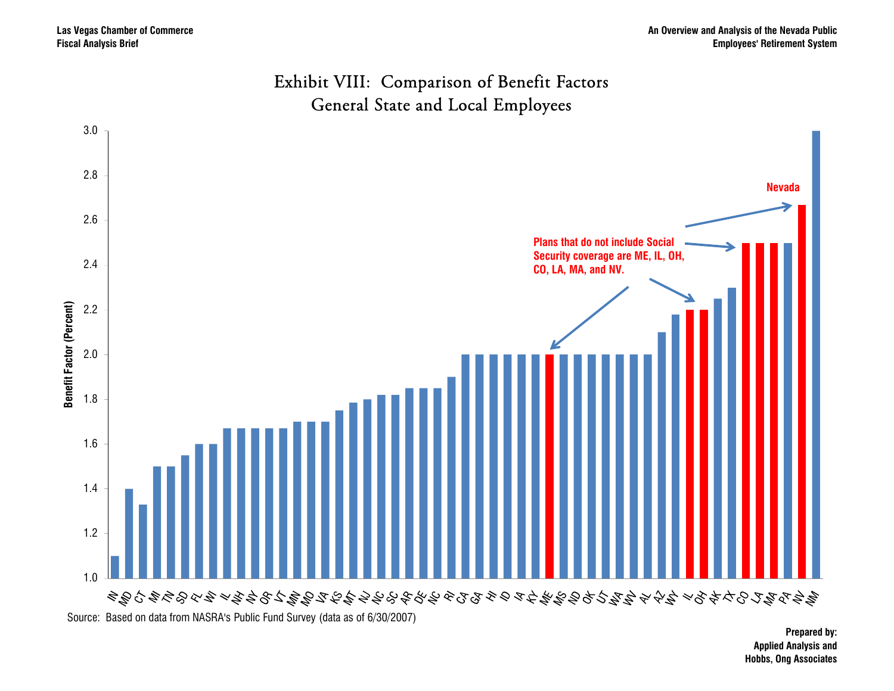# Exhibit VIII: Comparison of Benefit Factors General State and Local Employees

Benefit Factor (Percent)

Plans that do not include Social Security coverage are ME, IL, OH, CO, LA, MA, and NV.

Nevada

| State | Benefit Factor (Percent) |
|---|---|
| IN | 1.1 |
| MD | 1.4 |
| CT | 1.33 |
| MI | 1.5 |
| TN | 1.5 |
| SD | 1.55 |
| FL | 1.6 |
| WI | 1.6 |
| IL | 1.67 |
| NH | 1.67 |
| NY | 1.67 |
| OR | 1.67 |
| VT | 1.67 |
| MN | 1.7 |
| MO | 1.7 |
| VA | 1.7 |
| KS | 1.75 |
| MT | 1.785 |
| NJ | 1.8 |
| NC | 1.82 |
| SC | 1.82 |
| AR | 1.85 |
| DE | 1.85 |
| NC | 1.85 |
| RI | 1.9 |
| CA | 2.0 |
| GA | 2.0 |
| HI | 2.0 |
| ID | 2.0 |
| IA | 2.0 |
| KY | 2.0 |
| ME | 2.0 |
| MS | 2.0 |
| ND | 2.0 |
| OK | 2.0 |
| UT | 2.0 |
| WA | 2.0 |
| WV | 2.0 |
| AL | 2.0 |
| AZ | 2.1 |
| WY | 2.18 |
| IL | 2.2 |
| OH | 2.2 |
| AK | 2.25 |
| TX | 2.3 |
| CO | 2.5 |
| LA | 2.5 |
| MA | 2.5 |
| PA | 2.5 |
| NV | 2.67 |
| NM | 3.0 |

Source: Based on data from NASRA's Public Fund Survey (data as of 6/30/2007)

**Prepared by:**
**Applied Analysis and**
**Hobbs, Ong Associates**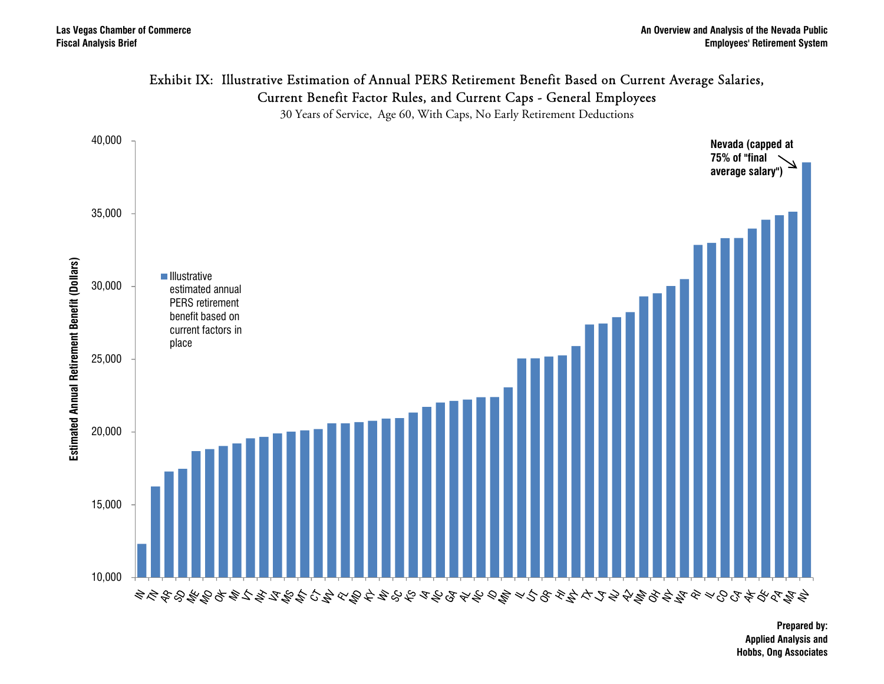# Exhibit IX: Illustrative Estimation of Annual PERS Retirement Benefit Based on Current Average Salaries, Current Benefit Factor Rules, and Current Caps - General Employees

30 Years of Service, Age 60, With Caps, No Early Retirement Deductions

Estimated Annual Retirement Benefit (Dollars)

40,000
35,000
30,000
25,000
20,000
15,000
10,000

■ Illustrative estimated annual PERS retirement benefit based on current factors in place

**Nevada (capped at 75% of "final average salary")**

IN TN AR SD ME MO OK MI VT NH VA MS MT CT WV FL MD KY WI SC KS IA NC GA AL NC ID MN IL UT OR HI WY TX LA NJ AZ NM OH NY WA RI IL CO CA AK DE PA MA NV

**Prepared by:**
**Applied Analysis and**
**Hobbs, Ong Associates**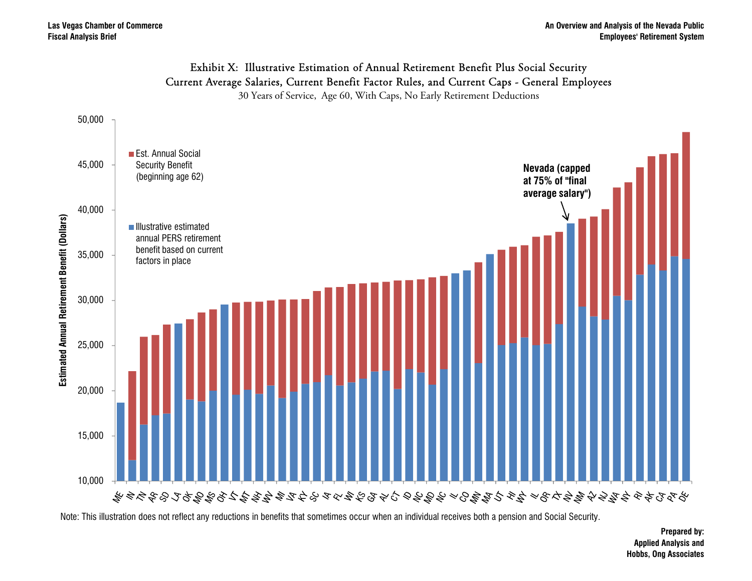# Exhibit X: Illustrative Estimation of Annual Retirement Benefit Plus Social Security

## Current Average Salaries, Current Benefit Factor Rules, and Current Caps - General Employees

30 Years of Service, Age 60, With Caps, No Early Retirement Deductions

Estimated Annual Retirement Benefit (Dollars)

- Est. Annual Social Security Benefit (beginning age 62)
- Illustrative estimated annual PERS retirement benefit based on current factors in place

Nevada (capped at 75% of "final average salary")

ME IN TN AR SD LA OK MO MS OH VT MT NH WV MI VA KY SC IA FL WI KS GA AL CT ID NC MD NC IL CO MN MA UT HI WY IL OR TX NV NM AZ NJ WA NY RI AK CA PA DE

Note: This illustration does not reflect any reductions in benefits that sometimes occur when an individual receives both a pension and Social Security.

**Prepared by:**
**Applied Analysis and**
**Hobbs, Ong Associates**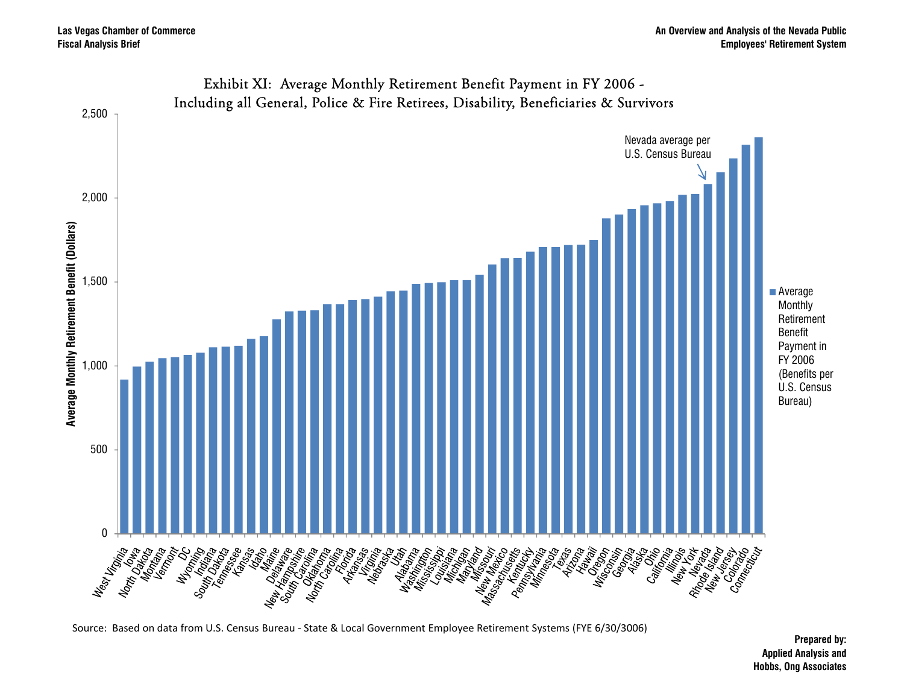## Exhibit XI: Average Monthly Retirement Benefit Payment in FY 2006 - Including all General, Police & Fire Retirees, Disability, Beneficiaries & Survivors

Average Monthly Retirement Benefit (Dollars)

Nevada average per U.S. Census Bureau

Average Monthly Retirement Benefit Payment in FY 2006 (Benefits per U.S. Census Bureau)

West Virginia, Iowa, North Dakota, Montana, Vermont, DC, Wyoming, Indiana, South Dakota, Tennessee, Kansas, Idaho, Maine, Delaware, New Hampshire, South Carolina, Oklahoma, North Carolina, Florida, Arkansas, Virginia, Nebraska, Utah, Alabama, Washington, Mississippi, Louisiana, Michigan, Maryland, Missouri, New Mexico, Massachusetts, Kentucky, Pennsylvania, Minnesota, Texas, Arizona, Hawaii, Oregon, Wisconsin, Georgia, Alaska, Ohio, California, Illinois, New York, Nevada, Rhode Island, New Jersey, Colorado, Connecticut

Source: Based on data from U.S. Census Bureau - State & Local Government Employee Retirement Systems (FYE 6/30/3006)

**Prepared by:**
**Applied Analysis and**
**Hobbs, Ong Associates**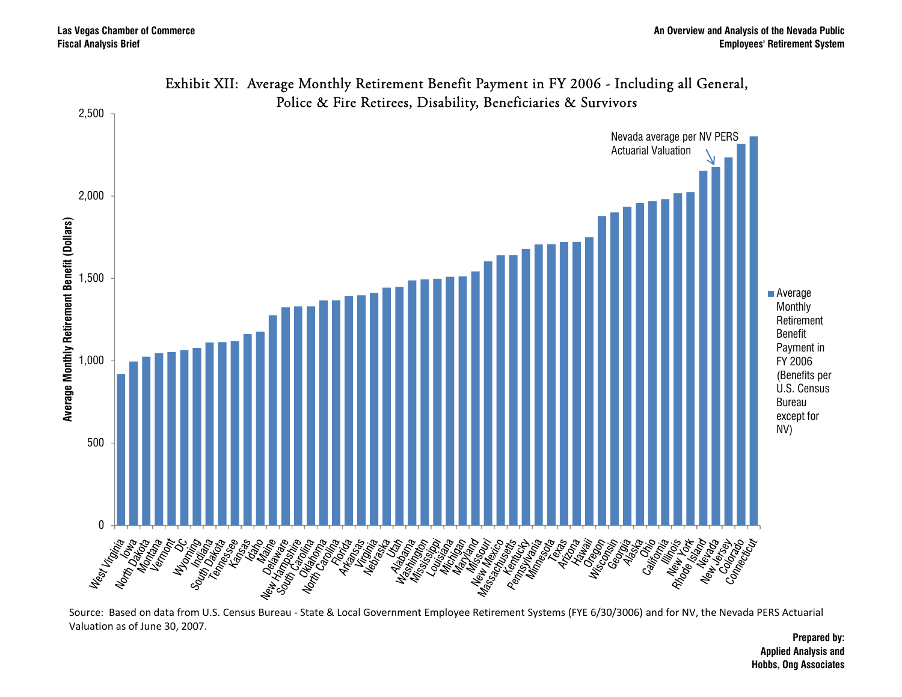Exhibit XII: Average Monthly Retirement Benefit Payment in FY 2006 - Including all General, Police & Fire Retirees, Disability, Beneficiaries & Survivors

Average Monthly Retirement Benefit (Dollars)

2,500
2,000
1,500
1,000
500
0

Nevada average per NV PERS Actuarial Valuation

West Virginia
Iowa
North Dakota
Montana
Vermont
DC
Wyoming
Indiana
South Dakota
Tennessee
Kansas
Idaho
Maine
Delaware
New Hampshire
South Carolina
Oklahoma
North Carolina
Florida
Arkansas
Virginia
Nebraska
Utah
Alabama
Washington
Mississippi
Louisiana
Michigan
Maryland
Missouri
New Mexico
Massachusetts
Kentucky
Pennsylvania
Minnesota
Texas
Arizona
Hawaii
Oregon
Wisconsin
Georgia
Alaska
Ohio
California
Illinois
New York
Rhode Island
Nevada
New Jersey
Colorado
Connecticut

Average Monthly Retirement Benefit Payment in FY 2006 (Benefits per U.S. Census Bureau except for NV)

Source: Based on data from U.S. Census Bureau - State & Local Government Employee Retirement Systems (FYE 6/30/3006) and for NV, the Nevada PERS Actuarial Valuation as of June 30, 2007.

**Prepared by:**
**Applied Analysis and**
**Hobbs, Ong Associates**